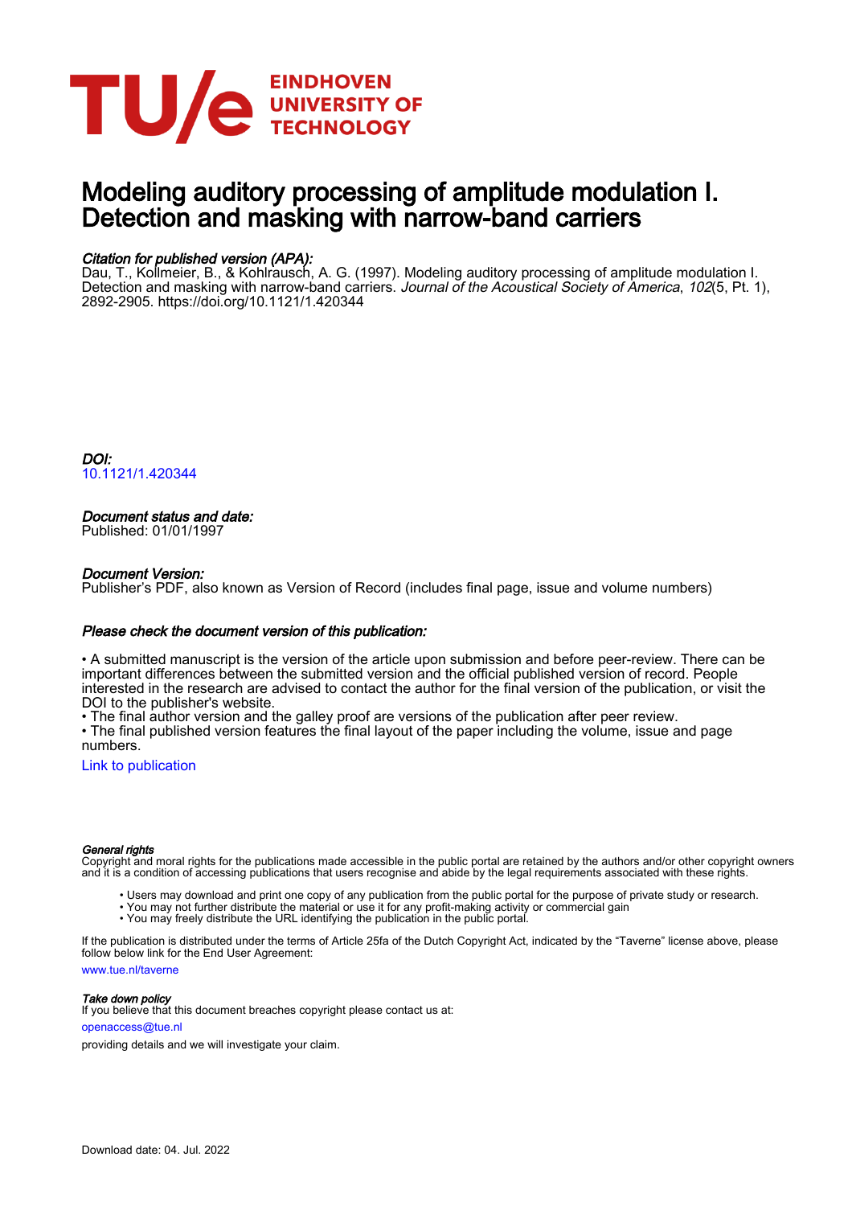# Modeling auditory processing of amplitude modulation I. Detection and masking with narrow-band carriers

*Citation for published version (APA):*
Dau, T., Kollmeier, B., & Kohlrausch, A. G. (1997). Modeling auditory processing of amplitude modulation I. Detection and masking with narrow-band carriers. *Journal of the Acoustical Society of America*, *102*(5, Pt. 1), 2892-2905. https://doi.org/10.1121/1.420344

*DOI:*
10.1121/1.420344

*Document status and date:*
Published: 01/01/1997

*Document Version:*
Publisher's PDF, also known as Version of Record (includes final page, issue and volume numbers)

*Please check the document version of this publication:*

• A submitted manuscript is the version of the article upon submission and before peer-review. There can be important differences between the submitted version and the official published version of record. People interested in the research are advised to contact the author for the final version of the publication, or visit the DOI to the publisher's website.
• The final author version and the galley proof are versions of the publication after peer review.
• The final published version features the final layout of the paper including the volume, issue and page numbers.

Link to publication

*General rights*
Copyright and moral rights for the publications made accessible in the public portal are retained by the authors and/or other copyright owners and it is a condition of accessing publications that users recognise and abide by the legal requirements associated with these rights.

- Users may download and print one copy of any publication from the public portal for the purpose of private study or research.
- You may not further distribute the material or use it for any profit-making activity or commercial gain
- You may freely distribute the URL identifying the publication in the public portal.

If the publication is distributed under the terms of Article 25fa of the Dutch Copyright Act, indicated by the "Taverne" license above, please follow below link for the End User Agreement:

www.tue.nl/taverne

*Take down policy*
If you believe that this document breaches copyright please contact us at:

openaccess@tue.nl

providing details and we will investigate your claim.

Download date: 04. Jul. 2022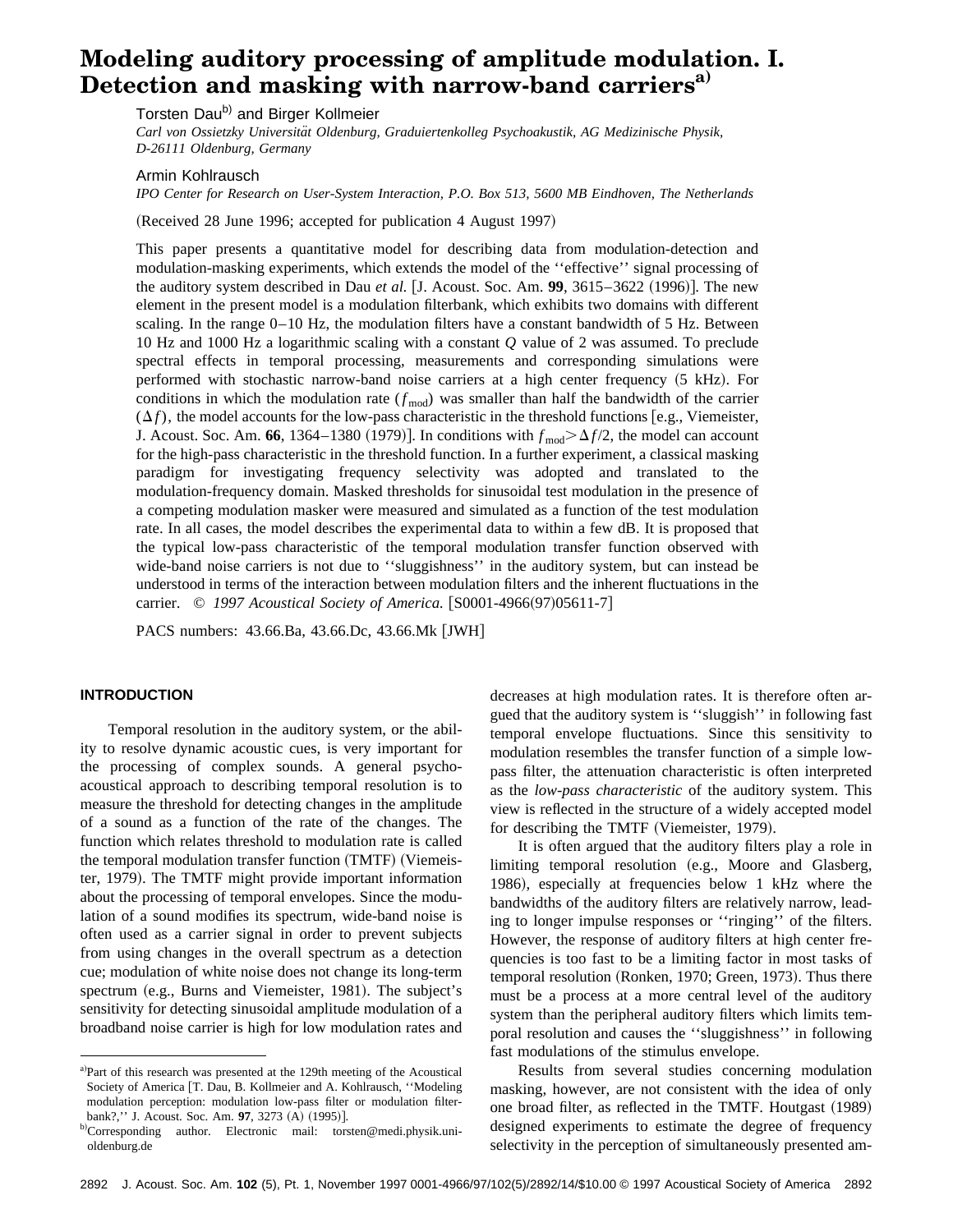# Modeling auditory processing of amplitude modulation. I. Detection and masking with narrow-band carriers[a]

Torsten Dau[b] and Birger Kollmeier

*Carl von Ossietzky Universität Oldenburg, Graduiertenkolleg Psychoakustik, AG Medizinische Physik, D-26111 Oldenburg, Germany*

Armin Kohlrausch

*IPO Center for Research on User-System Interaction, P.O. Box 513, 5600 MB Eindhoven, The Netherlands*

(Received 28 June 1996; accepted for publication 4 August 1997)

This paper presents a quantitative model for describing data from modulation-detection and modulation-masking experiments, which extends the model of the ''effective'' signal processing of the auditory system described in Dau *et al.* [J. Acoust. Soc. Am. **99**, 3615–3622 (1996)]. The new element in the present model is a modulation filterbank, which exhibits two domains with different scaling. In the range 0–10 Hz, the modulation filters have a constant bandwidth of 5 Hz. Between 10 Hz and 1000 Hz a logarithmic scaling with a constant $Q$ value of 2 was assumed. To preclude spectral effects in temporal processing, measurements and corresponding simulations were performed with stochastic narrow-band noise carriers at a high center frequency (5 kHz). For conditions in which the modulation rate ($f_{\mathrm{mod}}$) was smaller than half the bandwidth of the carrier ($\Delta f$), the model accounts for the low-pass characteristic in the threshold functions [e.g., Viemeister, J. Acoust. Soc. Am. **66**, 1364–1380 (1979)]. In conditions with $f_{\mathrm{mod}} > \Delta f/2$, the model can account for the high-pass characteristic in the threshold function. In a further experiment, a classical masking paradigm for investigating frequency selectivity was adopted and translated to the modulation-frequency domain. Masked thresholds for sinusoidal test modulation in the presence of a competing modulation masker were measured and simulated as a function of the test modulation rate. In all cases, the model describes the experimental data to within a few dB. It is proposed that the typical low-pass characteristic of the temporal modulation transfer function observed with wide-band noise carriers is not due to ''sluggishness'' in the auditory system, but can instead be understood in terms of the interaction between modulation filters and the inherent fluctuations in the carrier. © *1997 Acoustical Society of America.* [S0001-4966(97)05611-7]

PACS numbers: 43.66.Ba, 43.66.Dc, 43.66.Mk [JWH]

## INTRODUCTION

Temporal resolution in the auditory system, or the ability to resolve dynamic acoustic cues, is very important for the processing of complex sounds. A general psychoacoustical approach to describing temporal resolution is to measure the threshold for detecting changes in the amplitude of a sound as a function of the rate of the changes. The function which relates threshold to modulation rate is called the temporal modulation transfer function (TMTF) (Viemeister, 1979). The TMTF might provide important information about the processing of temporal envelopes. Since the modulation of a sound modifies its spectrum, wide-band noise is often used as a carrier signal in order to prevent subjects from using changes in the overall spectrum as a detection cue; modulation of white noise does not change its long-term spectrum (e.g., Burns and Viemeister, 1981). The subject's sensitivity for detecting sinusoidal amplitude modulation of a broadband noise carrier is high for low modulation rates and decreases at high modulation rates. It is therefore often argued that the auditory system is ''sluggish'' in following fast temporal envelope fluctuations. Since this sensitivity to modulation resembles the transfer function of a simple low-pass filter, the attenuation characteristic is often interpreted as the *low-pass characteristic* of the auditory system. This view is reflected in the structure of a widely accepted model for describing the TMTF (Viemeister, 1979).

It is often argued that the auditory filters play a role in limiting temporal resolution (e.g., Moore and Glasberg, 1986), especially at frequencies below 1 kHz where the bandwidths of the auditory filters are relatively narrow, leading to longer impulse responses or ''ringing'' of the filters. However, the response of auditory filters at high center frequencies is too fast to be a limiting factor in most tasks of temporal resolution (Ronken, 1970; Green, 1973). Thus there must be a process at a more central level of the auditory system than the peripheral auditory filters which limits temporal resolution and causes the ''sluggishness'' in following fast modulations of the stimulus envelope.

Results from several studies concerning modulation masking, however, are not consistent with the idea of only one broad filter, as reflected in the TMTF. Houtgast (1989) designed experiments to estimate the degree of frequency selectivity in the perception of simultaneously presented am-

[a]Part of this research was presented at the 129th meeting of the Acoustical Society of America [T. Dau, B. Kollmeier and A. Kohlrausch, ''Modeling modulation perception: modulation low-pass filter or modulation filterbank?,'' J. Acoust. Soc. Am. **97**, 3273 (A) (1995)].

[b]Corresponding author. Electronic mail: torsten@medi.physik.uni-oldenburg.de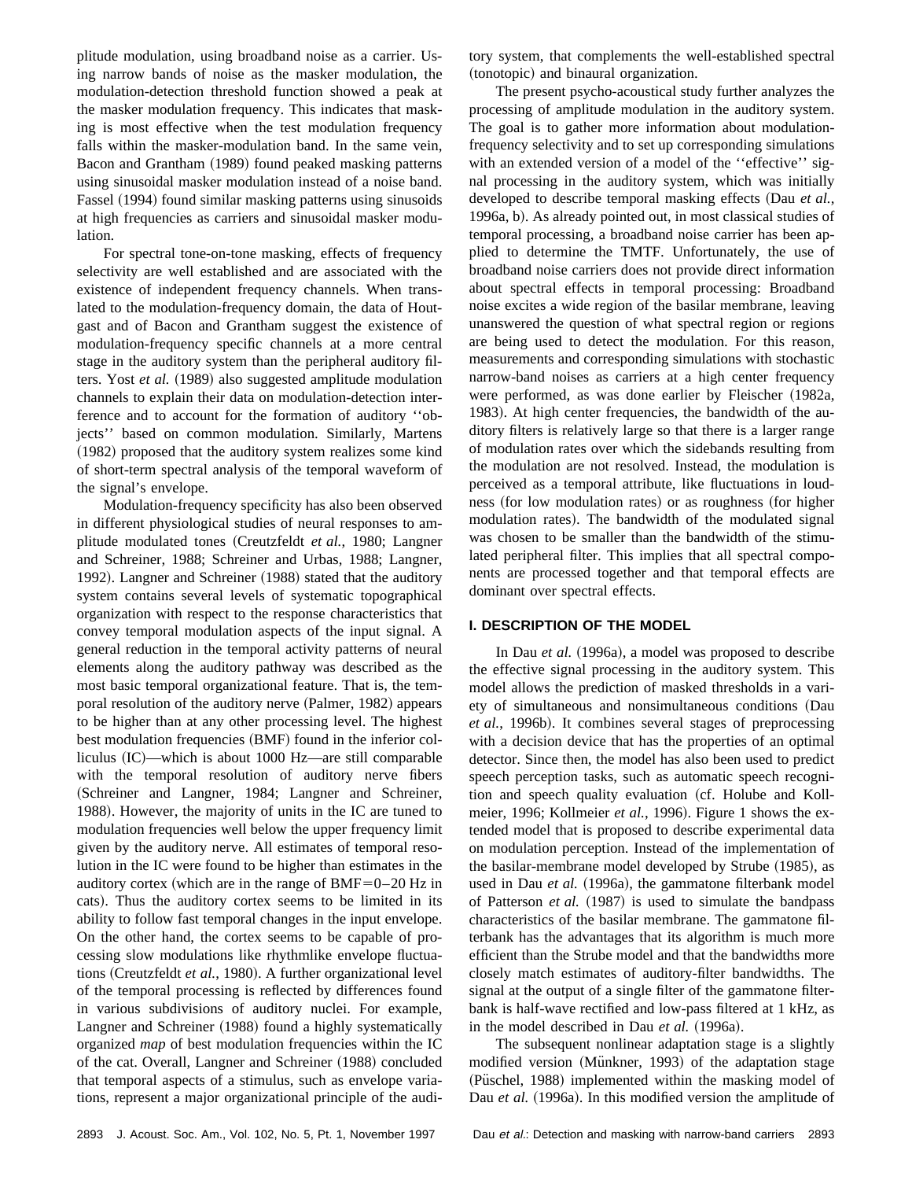plitude modulation, using broadband noise as a carrier. Using narrow bands of noise as the masker modulation, the modulation-detection threshold function showed a peak at the masker modulation frequency. This indicates that masking is most effective when the test modulation frequency falls within the masker-modulation band. In the same vein, Bacon and Grantham (1989) found peaked masking patterns using sinusoidal masker modulation instead of a noise band. Fassel (1994) found similar masking patterns using sinusoids at high frequencies as carriers and sinusoidal masker modulation.

For spectral tone-on-tone masking, effects of frequency selectivity are well established and are associated with the existence of independent frequency channels. When translated to the modulation-frequency domain, the data of Houtgast and of Bacon and Grantham suggest the existence of modulation-frequency specific channels at a more central stage in the auditory system than the peripheral auditory filters. Yost *et al.* (1989) also suggested amplitude modulation channels to explain their data on modulation-detection interference and to account for the formation of auditory ''objects'' based on common modulation. Similarly, Martens (1982) proposed that the auditory system realizes some kind of short-term spectral analysis of the temporal waveform of the signal's envelope.

Modulation-frequency specificity has also been observed in different physiological studies of neural responses to amplitude modulated tones (Creutzfeldt *et al.*, 1980; Langner and Schreiner, 1988; Schreiner and Urbas, 1988; Langner, 1992). Langner and Schreiner (1988) stated that the auditory system contains several levels of systematic topographical organization with respect to the response characteristics that convey temporal modulation aspects of the input signal. A general reduction in the temporal activity patterns of neural elements along the auditory pathway was described as the most basic temporal organizational feature. That is, the temporal resolution of the auditory nerve (Palmer, 1982) appears to be higher than at any other processing level. The highest best modulation frequencies (BMF) found in the inferior colliculus (IC)—which is about 1000 Hz—are still comparable with the temporal resolution of auditory nerve fibers (Schreiner and Langner, 1984; Langner and Schreiner, 1988). However, the majority of units in the IC are tuned to modulation frequencies well below the upper frequency limit given by the auditory nerve. All estimates of temporal resolution in the IC were found to be higher than estimates in the auditory cortex (which are in the range of BMF=0–20 Hz in cats). Thus the auditory cortex seems to be limited in its ability to follow fast temporal changes in the input envelope. On the other hand, the cortex seems to be capable of processing slow modulations like rhythmlike envelope fluctuations (Creutzfeldt *et al.*, 1980). A further organizational level of the temporal processing is reflected by differences found in various subdivisions of auditory nuclei. For example, Langner and Schreiner (1988) found a highly systematically organized *map* of best modulation frequencies within the IC of the cat. Overall, Langner and Schreiner (1988) concluded that temporal aspects of a stimulus, such as envelope variations, represent a major organizational principle of the auditory system, that complements the well-established spectral (tonotopic) and binaural organization.

The present psycho-acoustical study further analyzes the processing of amplitude modulation in the auditory system. The goal is to gather more information about modulation-frequency selectivity and to set up corresponding simulations with an extended version of a model of the ''effective'' signal processing in the auditory system, which was initially developed to describe temporal masking effects (Dau *et al.*, 1996a, b). As already pointed out, in most classical studies of temporal processing, a broadband noise carrier has been applied to determine the TMTF. Unfortunately, the use of broadband noise carriers does not provide direct information about spectral effects in temporal processing: Broadband noise excites a wide region of the basilar membrane, leaving unanswered the question of what spectral region or regions are being used to detect the modulation. For this reason, measurements and corresponding simulations with stochastic narrow-band noises as carriers at a high center frequency were performed, as was done earlier by Fleischer (1982a, 1983). At high center frequencies, the bandwidth of the auditory filters is relatively large so that there is a larger range of modulation rates over which the sidebands resulting from the modulation are not resolved. Instead, the modulation is perceived as a temporal attribute, like fluctuations in loudness (for low modulation rates) or as roughness (for higher modulation rates). The bandwidth of the modulated signal was chosen to be smaller than the bandwidth of the stimulated peripheral filter. This implies that all spectral components are processed together and that temporal effects are dominant over spectral effects.

## I. DESCRIPTION OF THE MODEL

In Dau *et al.* (1996a), a model was proposed to describe the effective signal processing in the auditory system. This model allows the prediction of masked thresholds in a variety of simultaneous and nonsimultaneous conditions (Dau *et al.*, 1996b). It combines several stages of preprocessing with a decision device that has the properties of an optimal detector. Since then, the model has also been used to predict speech perception tasks, such as automatic speech recognition and speech quality evaluation (cf. Holube and Kollmeier, 1996; Kollmeier *et al.*, 1996). Figure 1 shows the extended model that is proposed to describe experimental data on modulation perception. Instead of the implementation of the basilar-membrane model developed by Strube (1985), as used in Dau *et al.* (1996a), the gammatone filterbank model of Patterson *et al.* (1987) is used to simulate the bandpass characteristics of the basilar membrane. The gammatone filterbank has the advantages that its algorithm is much more efficient than the Strube model and that the bandwidths more closely match estimates of auditory-filter bandwidths. The signal at the output of a single filter of the gammatone filterbank is half-wave rectified and low-pass filtered at 1 kHz, as in the model described in Dau *et al.* (1996a).

The subsequent nonlinear adaptation stage is a slightly modified version (Münkner, 1993) of the adaptation stage (Püschel, 1988) implemented within the masking model of Dau *et al.* (1996a). In this modified version the amplitude of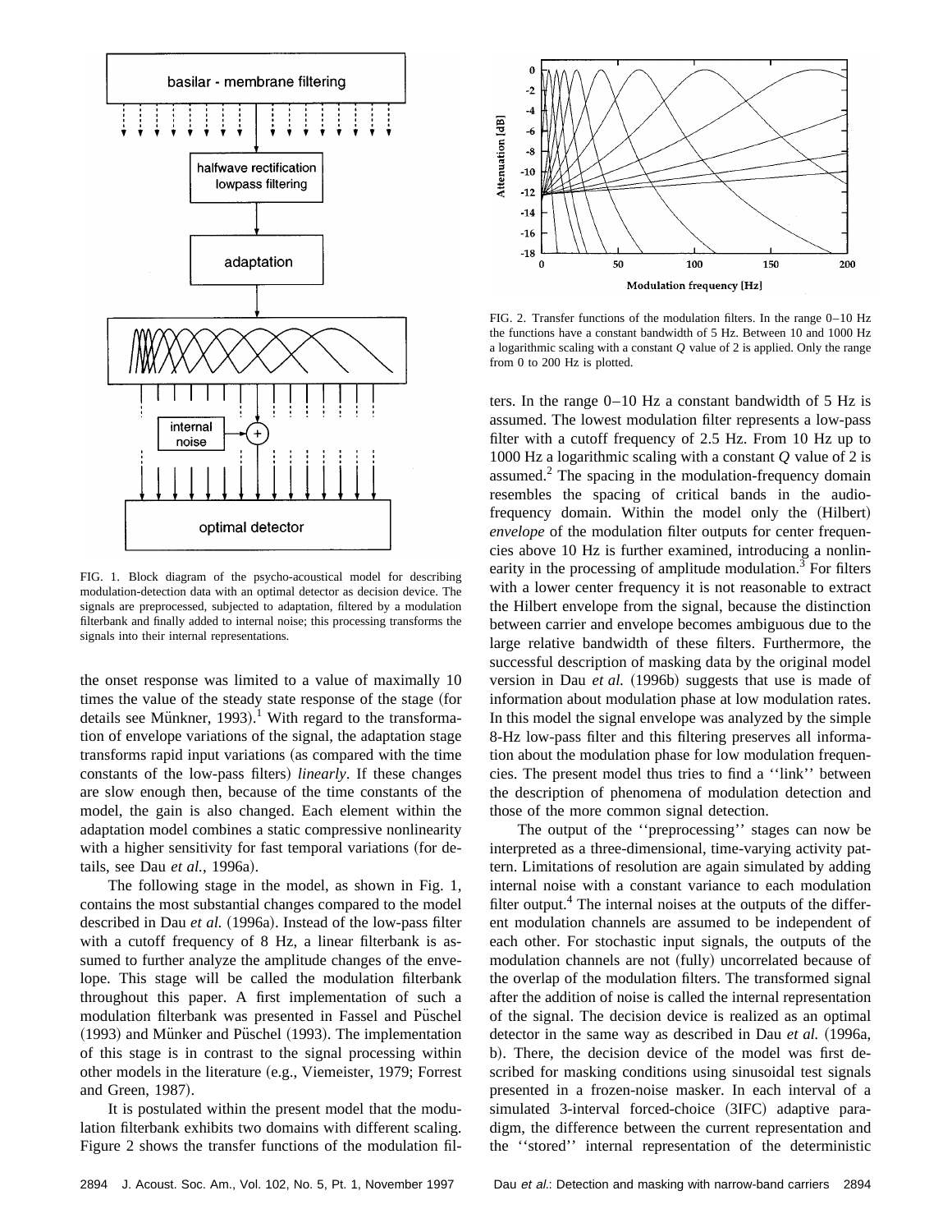FIG. 1. Block diagram of the psycho-acoustical model for describing modulation-detection data with an optimal detector as decision device. The signals are preprocessed, subjected to adaptation, filtered by a modulation filterbank and finally added to internal noise; this processing transforms the signals into their internal representations.

the onset response was limited to a value of maximally 10 times the value of the steady state response of the stage (for details see Münkner, 1993).[1] With regard to the transformation of envelope variations of the signal, the adaptation stage transforms rapid input variations (as compared with the time constants of the low-pass filters) *linearly*. If these changes are slow enough then, because of the time constants of the model, the gain is also changed. Each element within the adaptation model combines a static compressive nonlinearity with a higher sensitivity for fast temporal variations (for details, see Dau *et al.*, 1996a).

The following stage in the model, as shown in Fig. 1, contains the most substantial changes compared to the model described in Dau *et al.* (1996a). Instead of the low-pass filter with a cutoff frequency of 8 Hz, a linear filterbank is assumed to further analyze the amplitude changes of the envelope. This stage will be called the modulation filterbank throughout this paper. A first implementation of such a modulation filterbank was presented in Fassel and Püschel (1993) and Münker and Püschel (1993). The implementation of this stage is in contrast to the signal processing within other models in the literature (e.g., Viemeister, 1979; Forrest and Green, 1987).

It is postulated within the present model that the modulation filterbank exhibits two domains with different scaling. Figure 2 shows the transfer functions of the modulation filters. In the range 0–10 Hz a constant bandwidth of 5 Hz is assumed. The lowest modulation filter represents a low-pass filter with a cutoff frequency of 2.5 Hz. From 10 Hz up to 1000 Hz a logarithmic scaling with a constant $Q$ value of 2 is assumed.[2] The spacing in the modulation-frequency domain resembles the spacing of critical bands in the audio-frequency domain. Within the model only the (Hilbert) *envelope* of the modulation filter outputs for center frequencies above 10 Hz is further examined, introducing a nonlinearity in the processing of amplitude modulation.[3] For filters with a lower center frequency it is not reasonable to extract the Hilbert envelope from the signal, because the distinction between carrier and envelope becomes ambiguous due to the large relative bandwidth of these filters. Furthermore, the successful description of masking data by the original model version in Dau *et al.* (1996b) suggests that use is made of information about modulation phase at low modulation rates. In this model the signal envelope was analyzed by the simple 8-Hz low-pass filter and this filtering preserves all information about the modulation phase for low modulation frequencies. The present model thus tries to find a ''link'' between the description of phenomena of modulation detection and those of the more common signal detection.

FIG. 2. Transfer functions of the modulation filters. In the range 0–10 Hz the functions have a constant bandwidth of 5 Hz. Between 10 and 1000 Hz a logarithmic scaling with a constant $Q$ value of 2 is applied. Only the range from 0 to 200 Hz is plotted.

The output of the ''preprocessing'' stages can now be interpreted as a three-dimensional, time-varying activity pattern. Limitations of resolution are again simulated by adding internal noise with a constant variance to each modulation filter output.[4] The internal noises at the outputs of the different modulation channels are assumed to be independent of each other. For stochastic input signals, the outputs of the modulation channels are not (fully) uncorrelated because of the overlap of the modulation filters. The transformed signal after the addition of noise is called the internal representation of the signal. The decision device is realized as an optimal detector in the same way as described in Dau *et al.* (1996a, b). There, the decision device of the model was first described for masking conditions using sinusoidal test signals presented in a frozen-noise masker. In each interval of a simulated 3-interval forced-choice (3IFC) adaptive paradigm, the difference between the current representation and the ''stored'' internal representation of the deterministic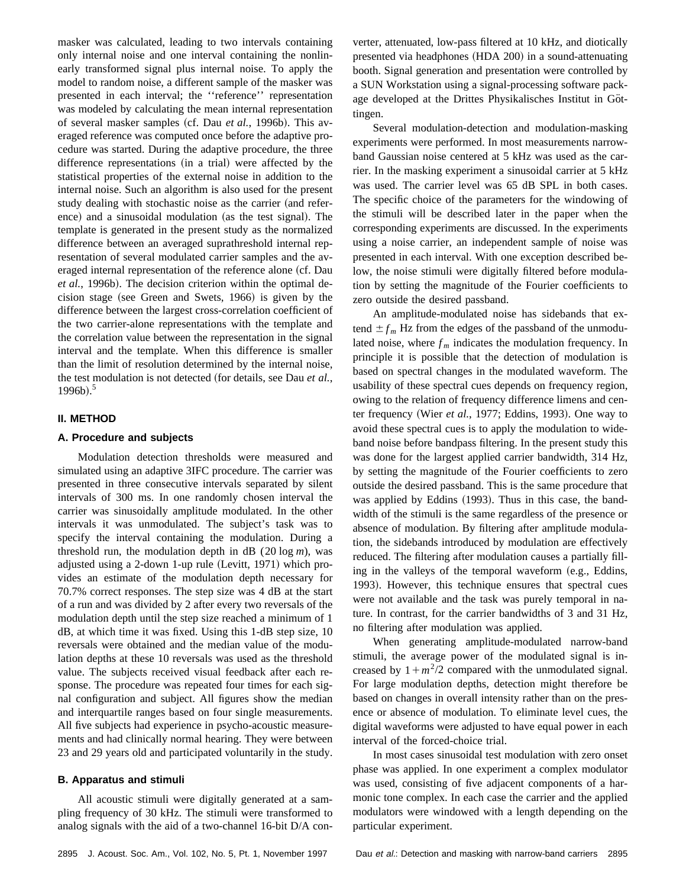masker was calculated, leading to two intervals containing only internal noise and one interval containing the nonlinearly transformed signal plus internal noise. To apply the model to random noise, a different sample of the masker was presented in each interval; the ''reference'' representation was modeled by calculating the mean internal representation of several masker samples (cf. Dau *et al.*, 1996b). This averaged reference was computed once before the adaptive procedure was started. During the adaptive procedure, the three difference representations (in a trial) were affected by the statistical properties of the external noise in addition to the internal noise. Such an algorithm is also used for the present study dealing with stochastic noise as the carrier (and reference) and a sinusoidal modulation (as the test signal). The template is generated in the present study as the normalized difference between an averaged suprathreshold internal representation of several modulated carrier samples and the averaged internal representation of the reference alone (cf. Dau *et al.*, 1996b). The decision criterion within the optimal decision stage (see Green and Swets, 1966) is given by the difference between the largest cross-correlation coefficient of the two carrier-alone representations with the template and the correlation value between the representation in the signal interval and the template. When this difference is smaller than the limit of resolution determined by the internal noise, the test modulation is not detected (for details, see Dau *et al.*, 1996b).[5]

## II. METHOD

### A. Procedure and subjects

Modulation detection thresholds were measured and simulated using an adaptive 3IFC procedure. The carrier was presented in three consecutive intervals separated by silent intervals of 300 ms. In one randomly chosen interval the carrier was sinusoidally amplitude modulated. In the other intervals it was unmodulated. The subject's task was to specify the interval containing the modulation. During a threshold run, the modulation depth in dB ($20 \log m$), was adjusted using a 2-down 1-up rule (Levitt, 1971) which provides an estimate of the modulation depth necessary for 70.7% correct responses. The step size was 4 dB at the start of a run and was divided by 2 after every two reversals of the modulation depth until the step size reached a minimum of 1 dB, at which time it was fixed. Using this 1-dB step size, 10 reversals were obtained and the median value of the modulation depths at these 10 reversals was used as the threshold value. The subjects received visual feedback after each response. The procedure was repeated four times for each signal configuration and subject. All figures show the median and interquartile ranges based on four single measurements. All five subjects had experience in psycho-acoustic measurements and had clinically normal hearing. They were between 23 and 29 years old and participated voluntarily in the study.

### B. Apparatus and stimuli

All acoustic stimuli were digitally generated at a sampling frequency of 30 kHz. The stimuli were transformed to analog signals with the aid of a two-channel 16-bit D/A converter, attenuated, low-pass filtered at 10 kHz, and diotically presented via headphones (HDA 200) in a sound-attenuating booth. Signal generation and presentation were controlled by a SUN Workstation using a signal-processing software package developed at the Drittes Physikalisches Institut in Göttingen.

Several modulation-detection and modulation-masking experiments were performed. In most measurements narrowband Gaussian noise centered at 5 kHz was used as the carrier. In the masking experiment a sinusoidal carrier at 5 kHz was used. The carrier level was 65 dB SPL in both cases. The specific choice of the parameters for the windowing of the stimuli will be described later in the paper when the corresponding experiments are discussed. In the experiments using a noise carrier, an independent sample of noise was presented in each interval. With one exception described below, the noise stimuli were digitally filtered before modulation by setting the magnitude of the Fourier coefficients to zero outside the desired passband.

An amplitude-modulated noise has sidebands that extend $\pm f_m$ Hz from the edges of the passband of the unmodulated noise, where $f_m$ indicates the modulation frequency. In principle it is possible that the detection of modulation is based on spectral changes in the modulated waveform. The usability of these spectral cues depends on frequency region, owing to the relation of frequency difference limens and center frequency (Wier *et al.*, 1977; Eddins, 1993). One way to avoid these spectral cues is to apply the modulation to wideband noise before bandpass filtering. In the present study this was done for the largest applied carrier bandwidth, 314 Hz, by setting the magnitude of the Fourier coefficients to zero outside the desired passband. This is the same procedure that was applied by Eddins (1993). Thus in this case, the bandwidth of the stimuli is the same regardless of the presence or absence of modulation. By filtering after amplitude modulation, the sidebands introduced by modulation are effectively reduced. The filtering after modulation causes a partially filling in the valleys of the temporal waveform (e.g., Eddins, 1993). However, this technique ensures that spectral cues were not available and the task was purely temporal in nature. In contrast, for the carrier bandwidths of 3 and 31 Hz, no filtering after modulation was applied.

When generating amplitude-modulated narrow-band stimuli, the average power of the modulated signal is increased by $1+m^2/2$ compared with the unmodulated signal. For large modulation depths, detection might therefore be based on changes in overall intensity rather than on the presence or absence of modulation. To eliminate level cues, the digital waveforms were adjusted to have equal power in each interval of the forced-choice trial.

In most cases sinusoidal test modulation with zero onset phase was applied. In one experiment a complex modulator was used, consisting of five adjacent components of a harmonic tone complex. In each case the carrier and the applied modulators were windowed with a length depending on the particular experiment.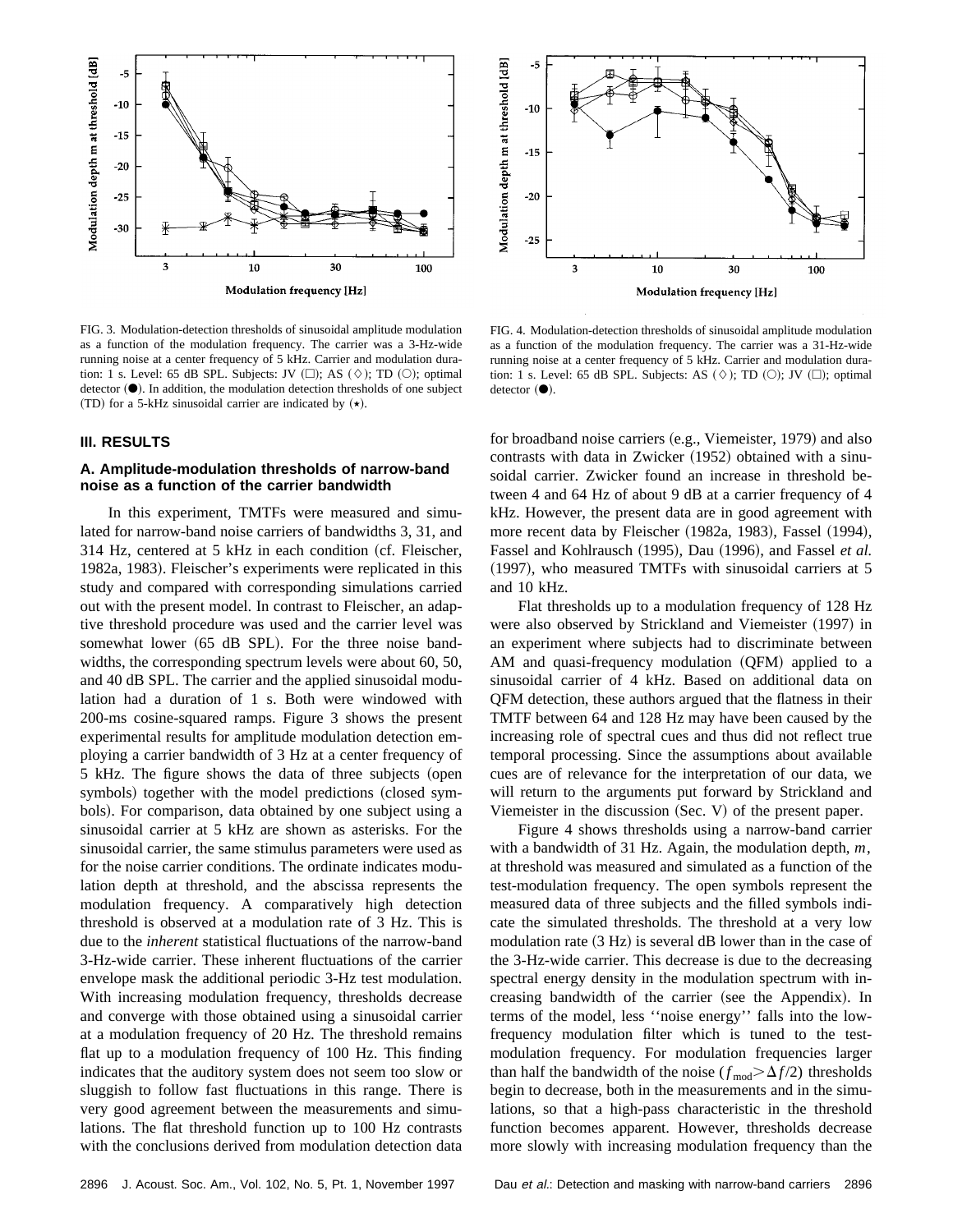FIG. 3. Modulation-detection thresholds of sinusoidal amplitude modulation as a function of the modulation frequency. The carrier was a 3-Hz-wide running noise at a center frequency of 5 kHz. Carrier and modulation duration: 1 s. Level: 65 dB SPL. Subjects: JV (□); AS (◇); TD (○); optimal detector (●). In addition, the modulation detection thresholds of one subject (TD) for a 5-kHz sinusoidal carrier are indicated by (⋆).

FIG. 4. Modulation-detection thresholds of sinusoidal amplitude modulation as a function of the modulation frequency. The carrier was a 31-Hz-wide running noise at a center frequency of 5 kHz. Carrier and modulation duration: 1 s. Level: 65 dB SPL. Subjects: AS (◇); TD (○); JV (□); optimal detector (●).

## III. RESULTS

### A. Amplitude-modulation thresholds of narrow-band noise as a function of the carrier bandwidth

In this experiment, TMTFs were measured and simulated for narrow-band noise carriers of bandwidths 3, 31, and 314 Hz, centered at 5 kHz in each condition (cf. Fleischer, 1982a, 1983). Fleischer's experiments were replicated in this study and compared with corresponding simulations carried out with the present model. In contrast to Fleischer, an adaptive threshold procedure was used and the carrier level was somewhat lower (65 dB SPL). For the three noise bandwidths, the corresponding spectrum levels were about 60, 50, and 40 dB SPL. The carrier and the applied sinusoidal modulation had a duration of 1 s. Both were windowed with 200-ms cosine-squared ramps. Figure 3 shows the present experimental results for amplitude modulation detection employing a carrier bandwidth of 3 Hz at a center frequency of 5 kHz. The figure shows the data of three subjects (open symbols) together with the model predictions (closed symbols). For comparison, data obtained by one subject using a sinusoidal carrier at 5 kHz are shown as asterisks. For the sinusoidal carrier, the same stimulus parameters were used as for the noise carrier conditions. The ordinate indicates modulation depth at threshold, and the abscissa represents the modulation frequency. A comparatively high detection threshold is observed at a modulation rate of 3 Hz. This is due to the *inherent* statistical fluctuations of the narrow-band 3-Hz-wide carrier. These inherent fluctuations of the carrier envelope mask the additional periodic 3-Hz test modulation. With increasing modulation frequency, thresholds decrease and converge with those obtained using a sinusoidal carrier at a modulation frequency of 20 Hz. The threshold remains flat up to a modulation frequency of 100 Hz. This finding indicates that the auditory system does not seem too slow or sluggish to follow fast fluctuations in this range. There is very good agreement between the measurements and simulations. The flat threshold function up to 100 Hz contrasts with the conclusions derived from modulation detection data for broadband noise carriers (e.g., Viemeister, 1979) and also contrasts with data in Zwicker (1952) obtained with a sinusoidal carrier. Zwicker found an increase in threshold between 4 and 64 Hz of about 9 dB at a carrier frequency of 4 kHz. However, the present data are in good agreement with more recent data by Fleischer (1982a, 1983), Fassel (1994), Fassel and Kohlrausch (1995), Dau (1996), and Fassel *et al.* (1997), who measured TMTFs with sinusoidal carriers at 5 and 10 kHz.

Flat thresholds up to a modulation frequency of 128 Hz were also observed by Strickland and Viemeister (1997) in an experiment where subjects had to discriminate between AM and quasi-frequency modulation (QFM) applied to a sinusoidal carrier of 4 kHz. Based on additional data on QFM detection, these authors argued that the flatness in their TMTF between 64 and 128 Hz may have been caused by the increasing role of spectral cues and thus did not reflect true temporal processing. Since the assumptions about available cues are of relevance for the interpretation of our data, we will return to the arguments put forward by Strickland and Viemeister in the discussion (Sec. V) of the present paper.

Figure 4 shows thresholds using a narrow-band carrier with a bandwidth of 31 Hz. Again, the modulation depth, $m$, at threshold was measured and simulated as a function of the test-modulation frequency. The open symbols represent the measured data of three subjects and the filled symbols indicate the simulated thresholds. The threshold at a very low modulation rate (3 Hz) is several dB lower than in the case of the 3-Hz-wide carrier. This decrease is due to the decreasing spectral energy density in the modulation spectrum with increasing bandwidth of the carrier (see the Appendix). In terms of the model, less ''noise energy'' falls into the low-frequency modulation filter which is tuned to the test-modulation frequency. For modulation frequencies larger than half the bandwidth of the noise ($f_{\mathrm{mod}} > \Delta f/2$) thresholds begin to decrease, both in the measurements and in the simulations, so that a high-pass characteristic in the threshold function becomes apparent. However, thresholds decrease more slowly with increasing modulation frequency than the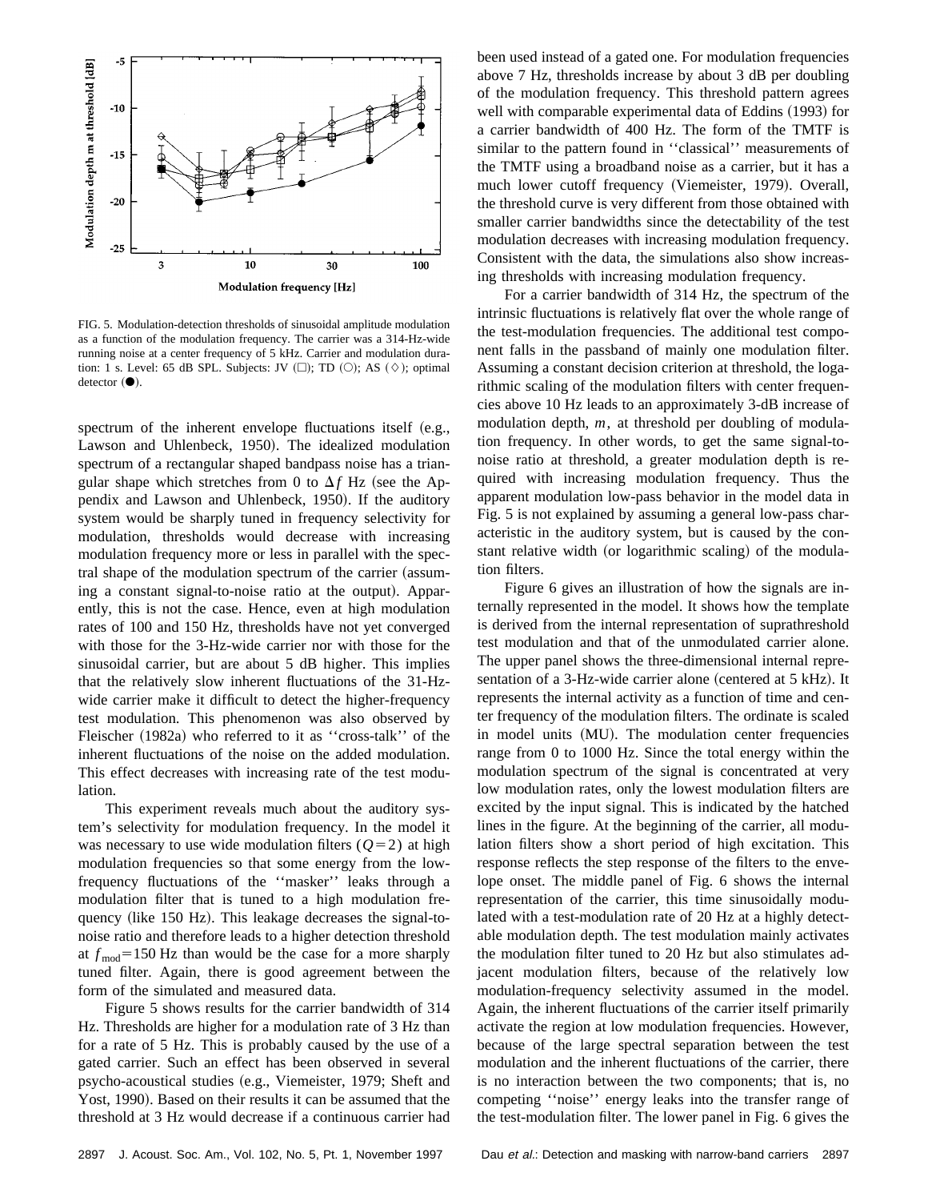FIG. 5. Modulation-detection thresholds of sinusoidal amplitude modulation as a function of the modulation frequency. The carrier was a 314-Hz-wide running noise at a center frequency of 5 kHz. Carrier and modulation duration: 1 s. Level: 65 dB SPL. Subjects: JV (□); TD (○); AS (◇); optimal detector (●).

spectrum of the inherent envelope fluctuations itself (e.g., Lawson and Uhlenbeck, 1950). The idealized modulation spectrum of a rectangular shaped bandpass noise has a triangular shape which stretches from 0 to $\Delta f$ Hz (see the Appendix and Lawson and Uhlenbeck, 1950). If the auditory system would be sharply tuned in frequency selectivity for modulation, thresholds would decrease with increasing modulation frequency more or less in parallel with the spectral shape of the modulation spectrum of the carrier (assuming a constant signal-to-noise ratio at the output). Apparently, this is not the case. Hence, even at high modulation rates of 100 and 150 Hz, thresholds have not yet converged with those for the 3-Hz-wide carrier nor with those for the sinusoidal carrier, but are about 5 dB higher. This implies that the relatively slow inherent fluctuations of the 31-Hz-wide carrier make it difficult to detect the higher-frequency test modulation. This phenomenon was also observed by Fleischer (1982a) who referred to it as ''cross-talk'' of the inherent fluctuations of the noise on the added modulation. This effect decreases with increasing rate of the test modulation.

This experiment reveals much about the auditory system's selectivity for modulation frequency. In the model it was necessary to use wide modulation filters ($Q=2$) at high modulation frequencies so that some energy from the low-frequency fluctuations of the ''masker'' leaks through a modulation filter that is tuned to a high modulation frequency (like 150 Hz). This leakage decreases the signal-to-noise ratio and therefore leads to a higher detection threshold at $f_{\mathrm{mod}}=150$ Hz than would be the case for a more sharply tuned filter. Again, there is good agreement between the form of the simulated and measured data.

Figure 5 shows results for the carrier bandwidth of 314 Hz. Thresholds are higher for a modulation rate of 3 Hz than for a rate of 5 Hz. This is probably caused by the use of a gated carrier. Such an effect has been observed in several psycho-acoustical studies (e.g., Viemeister, 1979; Sheft and Yost, 1990). Based on their results it can be assumed that the threshold at 3 Hz would decrease if a continuous carrier had been used instead of a gated one. For modulation frequencies above 7 Hz, thresholds increase by about 3 dB per doubling of the modulation frequency. This threshold pattern agrees well with comparable experimental data of Eddins (1993) for a carrier bandwidth of 400 Hz. The form of the TMTF is similar to the pattern found in ''classical'' measurements of the TMTF using a broadband noise as a carrier, but it has a much lower cutoff frequency (Viemeister, 1979). Overall, the threshold curve is very different from those obtained with smaller carrier bandwidths since the detectability of the test modulation decreases with increasing modulation frequency. Consistent with the data, the simulations also show increasing thresholds with increasing modulation frequency.

For a carrier bandwidth of 314 Hz, the spectrum of the intrinsic fluctuations is relatively flat over the whole range of the test-modulation frequencies. The additional test component falls in the passband of mainly one modulation filter. Assuming a constant decision criterion at threshold, the logarithmic scaling of the modulation filters with center frequencies above 10 Hz leads to an approximately 3-dB increase of modulation depth, $m$, at threshold per doubling of modulation frequency. In other words, to get the same signal-to-noise ratio at threshold, a greater modulation depth is required with increasing modulation frequency. Thus the apparent modulation low-pass behavior in the model data in Fig. 5 is not explained by assuming a general low-pass characteristic in the auditory system, but is caused by the constant relative width (or logarithmic scaling) of the modulation filters.

Figure 6 gives an illustration of how the signals are internally represented in the model. It shows how the template is derived from the internal representation of suprathreshold test modulation and that of the unmodulated carrier alone. The upper panel shows the three-dimensional internal representation of a 3-Hz-wide carrier alone (centered at 5 kHz). It represents the internal activity as a function of time and center frequency of the modulation filters. The ordinate is scaled in model units (MU). The modulation center frequencies range from 0 to 1000 Hz. Since the total energy within the modulation spectrum of the signal is concentrated at very low modulation rates, only the lowest modulation filters are excited by the input signal. This is indicated by the hatched lines in the figure. At the beginning of the carrier, all modulation filters show a short period of high excitation. This response reflects the step response of the filters to the envelope onset. The middle panel of Fig. 6 shows the internal representation of the carrier, this time sinusoidally modulated with a test-modulation rate of 20 Hz at a highly detectable modulation depth. The test modulation mainly activates the modulation filter tuned to 20 Hz but also stimulates adjacent modulation filters, because of the relatively low modulation-frequency selectivity assumed in the model. Again, the inherent fluctuations of the carrier itself primarily activate the region at low modulation frequencies. However, because of the large spectral separation between the test modulation and the inherent fluctuations of the carrier, there is no interaction between the two components; that is, no competing ''noise'' energy leaks into the transfer range of the test-modulation filter. The lower panel in Fig. 6 gives the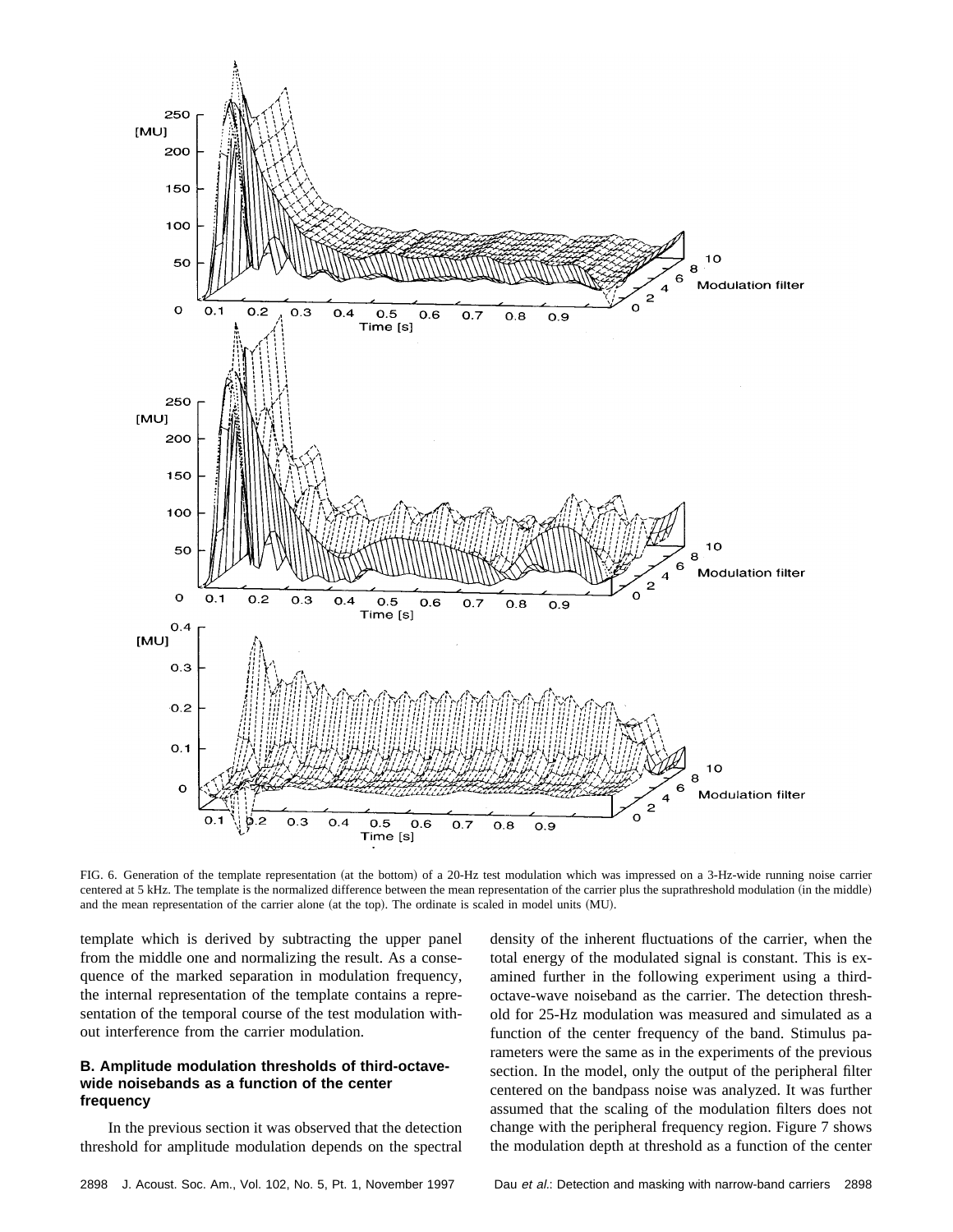FIG. 6. Generation of the template representation (at the bottom) of a 20-Hz test modulation which was impressed on a 3-Hz-wide running noise carrier centered at 5 kHz. The template is the normalized difference between the mean representation of the carrier plus the suprathreshold modulation (in the middle) and the mean representation of the carrier alone (at the top). The ordinate is scaled in model units (MU).

template which is derived by subtracting the upper panel from the middle one and normalizing the result. As a consequence of the marked separation in modulation frequency, the internal representation of the template contains a representation of the temporal course of the test modulation without interference from the carrier modulation.

### B. Amplitude modulation thresholds of third-octave-wide noisebands as a function of the center frequency

In the previous section it was observed that the detection threshold for amplitude modulation depends on the spectral density of the inherent fluctuations of the carrier, when the total energy of the modulated signal is constant. This is examined further in the following experiment using a third-octave-wave noiseband as the carrier. The detection threshold for 25-Hz modulation was measured and simulated as a function of the center frequency of the band. Stimulus parameters were the same as in the experiments of the previous section. In the model, only the output of the peripheral filter centered on the bandpass noise was analyzed. It was further assumed that the scaling of the modulation filters does not change with the peripheral frequency region. Figure 7 shows the modulation depth at threshold as a function of the center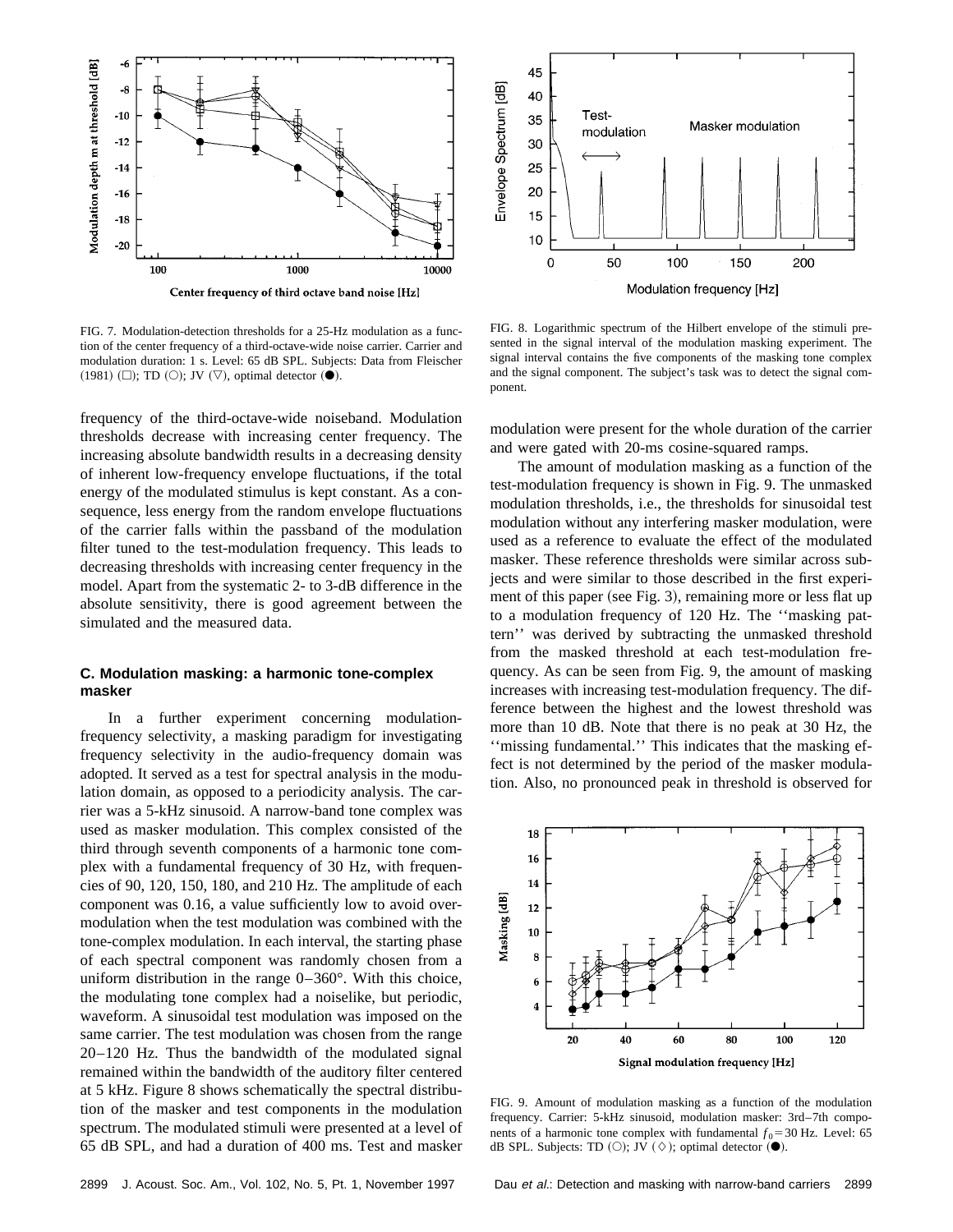FIG. 7. Modulation-detection thresholds for a 25-Hz modulation as a function of the center frequency of a third-octave-wide noise carrier. Carrier and modulation duration: 1 s. Level: 65 dB SPL. Subjects: Data from Fleischer (1981) (□); TD (○); JV (▽), optimal detector (●).

FIG. 8. Logarithmic spectrum of the Hilbert envelope of the stimuli presented in the signal interval of the modulation masking experiment. The signal interval contains the five components of the masking tone complex and the signal component. The subject's task was to detect the signal component.

frequency of the third-octave-wide noiseband. Modulation thresholds decrease with increasing center frequency. The increasing absolute bandwidth results in a decreasing density of inherent low-frequency envelope fluctuations, if the total energy of the modulated stimulus is kept constant. As a consequence, less energy from the random envelope fluctuations of the carrier falls within the passband of the modulation filter tuned to the test-modulation frequency. This leads to decreasing thresholds with increasing center frequency in the model. Apart from the systematic 2- to 3-dB difference in the absolute sensitivity, there is good agreement between the simulated and the measured data.

### C. Modulation masking: a harmonic tone-complex masker

In a further experiment concerning modulation-frequency selectivity, a masking paradigm for investigating frequency selectivity in the audio-frequency domain was adopted. It served as a test for spectral analysis in the modulation domain, as opposed to a periodicity analysis. The carrier was a 5-kHz sinusoid. A narrow-band tone complex was used as masker modulation. This complex consisted of the third through seventh components of a harmonic tone complex with a fundamental frequency of 30 Hz, with frequencies of 90, 120, 150, 180, and 210 Hz. The amplitude of each component was 0.16, a value sufficiently low to avoid overmodulation when the test modulation was combined with the tone-complex modulation. In each interval, the starting phase of each spectral component was randomly chosen from a uniform distribution in the range 0–360°. With this choice, the modulating tone complex had a noiselike, but periodic, waveform. A sinusoidal test modulation was imposed on the same carrier. The test modulation was chosen from the range 20–120 Hz. Thus the bandwidth of the modulated signal remained within the bandwidth of the auditory filter centered at 5 kHz. Figure 8 shows schematically the spectral distribution of the masker and test components in the modulation spectrum. The modulated stimuli were presented at a level of 65 dB SPL, and had a duration of 400 ms. Test and masker modulation were present for the whole duration of the carrier and were gated with 20-ms cosine-squared ramps.

The amount of modulation masking as a function of the test-modulation frequency is shown in Fig. 9. The unmasked modulation thresholds, i.e., the thresholds for sinusoidal test modulation without any interfering masker modulation, were used as a reference to evaluate the effect of the modulated masker. These reference thresholds were similar across subjects and were similar to those described in the first experiment of this paper (see Fig. 3), remaining more or less flat up to a modulation frequency of 120 Hz. The ''masking pattern'' was derived by subtracting the unmasked threshold from the masked threshold at each test-modulation frequency. As can be seen from Fig. 9, the amount of masking increases with increasing test-modulation frequency. The difference between the highest and the lowest threshold was more than 10 dB. Note that there is no peak at 30 Hz, the ''missing fundamental.'' This indicates that the masking effect is not determined by the period of the masker modulation. Also, no pronounced peak in threshold is observed for

FIG. 9. Amount of modulation masking as a function of the modulation frequency. Carrier: 5-kHz sinusoid, modulation masker: 3rd–7th components of a harmonic tone complex with fundamental $f_0 = 30$ Hz. Level: 65 dB SPL. Subjects: TD (○); JV (◇); optimal detector (●).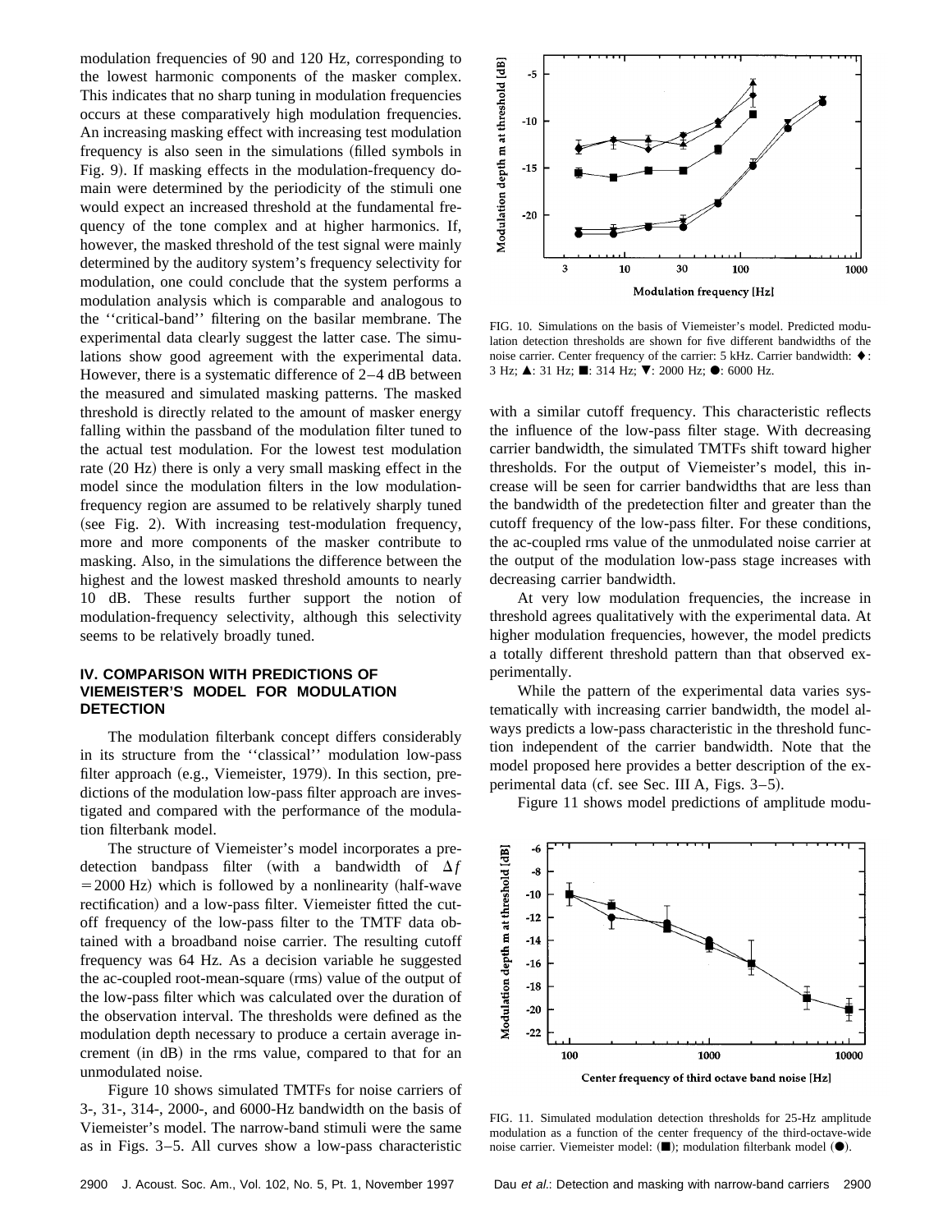modulation frequencies of 90 and 120 Hz, corresponding to the lowest harmonic components of the masker complex. This indicates that no sharp tuning in modulation frequencies occurs at these comparatively high modulation frequencies. An increasing masking effect with increasing test modulation frequency is also seen in the simulations (filled symbols in Fig. 9). If masking effects in the modulation-frequency domain were determined by the periodicity of the stimuli one would expect an increased threshold at the fundamental frequency of the tone complex and at higher harmonics. If, however, the masked threshold of the test signal were mainly determined by the auditory system's frequency selectivity for modulation, one could conclude that the system performs a modulation analysis which is comparable and analogous to the ''critical-band'' filtering on the basilar membrane. The experimental data clearly suggest the latter case. The simulations show good agreement with the experimental data. However, there is a systematic difference of 2–4 dB between the measured and simulated masking patterns. The masked threshold is directly related to the amount of masker energy falling within the passband of the modulation filter tuned to the actual test modulation. For the lowest test modulation rate (20 Hz) there is only a very small masking effect in the model since the modulation filters in the low modulation-frequency region are assumed to be relatively sharply tuned (see Fig. 2). With increasing test-modulation frequency, more and more components of the masker contribute to masking. Also, in the simulations the difference between the highest and the lowest masked threshold amounts to nearly 10 dB. These results further support the notion of modulation-frequency selectivity, although this selectivity seems to be relatively broadly tuned.

## IV. COMPARISON WITH PREDICTIONS OF VIEMEISTER'S MODEL FOR MODULATION DETECTION

The modulation filterbank concept differs considerably in its structure from the ''classical'' modulation low-pass filter approach (e.g., Viemeister, 1979). In this section, predictions of the modulation low-pass filter approach are investigated and compared with the performance of the modulation filterbank model.

The structure of Viemeister's model incorporates a predetection bandpass filter (with a bandwidth of $\Delta f = 2000$ Hz) which is followed by a nonlinearity (half-wave rectification) and a low-pass filter. Viemeister fitted the cutoff frequency of the low-pass filter to the TMTF data obtained with a broadband noise carrier. The resulting cutoff frequency was 64 Hz. As a decision variable he suggested the ac-coupled root-mean-square (rms) value of the output of the low-pass filter which was calculated over the duration of the observation interval. The thresholds were defined as the modulation depth necessary to produce a certain average increment (in dB) in the rms value, compared to that for an unmodulated noise.

Figure 10 shows simulated TMTFs for noise carriers of 3-, 31-, 314-, 2000-, and 6000-Hz bandwidth on the basis of Viemeister's model. The narrow-band stimuli were the same as in Figs. 3–5. All curves show a low-pass characteristic with a similar cutoff frequency. This characteristic reflects the influence of the low-pass filter stage. With decreasing carrier bandwidth, the simulated TMTFs shift toward higher thresholds. For the output of Viemeister's model, this increase will be seen for carrier bandwidths that are less than the bandwidth of the predetection filter and greater than the cutoff frequency of the low-pass filter. For these conditions, the ac-coupled rms value of the unmodulated noise carrier at the output of the modulation low-pass stage increases with decreasing carrier bandwidth.

At very low modulation frequencies, the increase in threshold agrees qualitatively with the experimental data. At higher modulation frequencies, however, the model predicts a totally different threshold pattern than that observed experimentally.

While the pattern of the experimental data varies systematically with increasing carrier bandwidth, the model always predicts a low-pass characteristic in the threshold function independent of the carrier bandwidth. Note that the model proposed here provides a better description of the experimental data (cf. see Sec. III A, Figs. 3–5).

Figure 11 shows model predictions of amplitude modu-

FIG. 10. Simulations on the basis of Viemeister's model. Predicted modulation detection thresholds are shown for five different bandwidths of the noise carrier. Center frequency of the carrier: 5 kHz. Carrier bandwidth: ♦: 3 Hz; ▲: 31 Hz; ■: 314 Hz; ▼: 2000 Hz; ●: 6000 Hz.

FIG. 11. Simulated modulation detection thresholds for 25-Hz amplitude modulation as a function of the center frequency of the third-octave-wide noise carrier. Viemeister model: (■); modulation filterbank model (●).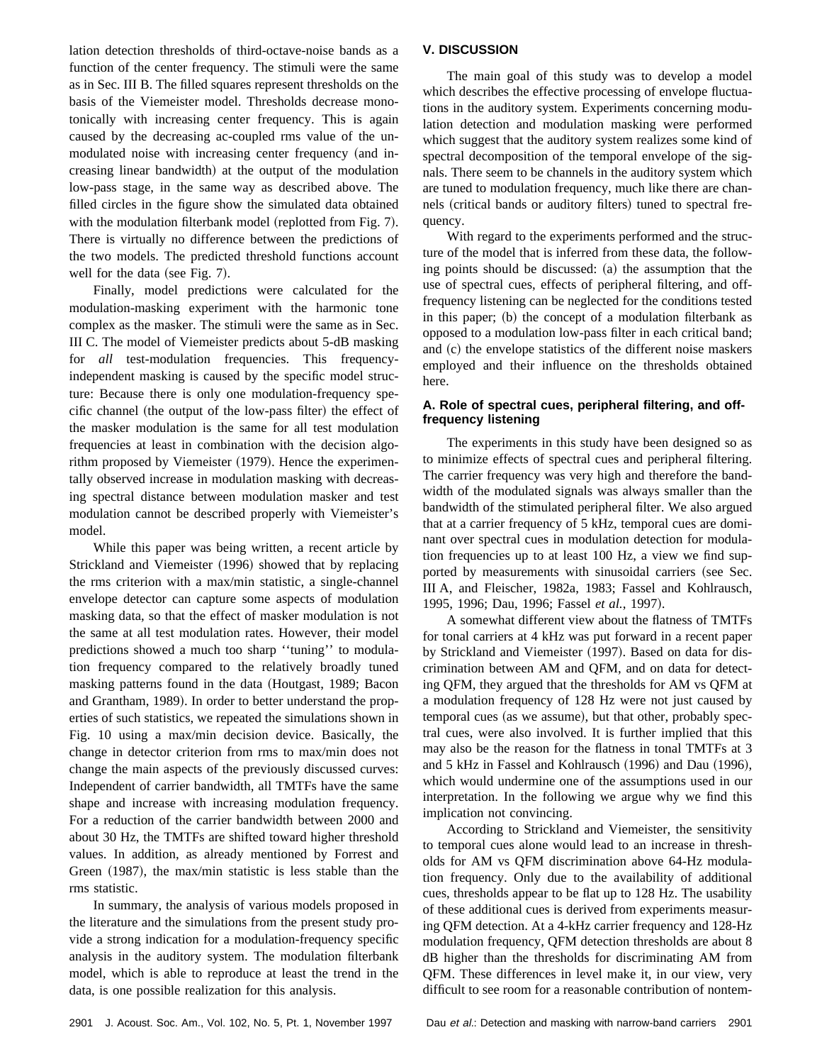lation detection thresholds of third-octave-noise bands as a function of the center frequency. The stimuli were the same as in Sec. III B. The filled squares represent thresholds on the basis of the Viemeister model. Thresholds decrease monotonically with increasing center frequency. This is again caused by the decreasing ac-coupled rms value of the unmodulated noise with increasing center frequency (and increasing linear bandwidth) at the output of the modulation low-pass stage, in the same way as described above. The filled circles in the figure show the simulated data obtained with the modulation filterbank model (replotted from Fig. 7). There is virtually no difference between the predictions of the two models. The predicted threshold functions account well for the data (see Fig. 7).

Finally, model predictions were calculated for the modulation-masking experiment with the harmonic tone complex as the masker. The stimuli were the same as in Sec. III C. The model of Viemeister predicts about 5-dB masking for *all* test-modulation frequencies. This frequency-independent masking is caused by the specific model structure: Because there is only one modulation-frequency specific channel (the output of the low-pass filter) the effect of the masker modulation is the same for all test modulation frequencies at least in combination with the decision algorithm proposed by Viemeister (1979). Hence the experimentally observed increase in modulation masking with decreasing spectral distance between modulation masker and test modulation cannot be described properly with Viemeister's model.

While this paper was being written, a recent article by Strickland and Viemeister (1996) showed that by replacing the rms criterion with a max/min statistic, a single-channel envelope detector can capture some aspects of modulation masking data, so that the effect of masker modulation is not the same at all test modulation rates. However, their model predictions showed a much too sharp "tuning" to modulation frequency compared to the relatively broadly tuned masking patterns found in the data (Houtgast, 1989; Bacon and Grantham, 1989). In order to better understand the properties of such statistics, we repeated the simulations shown in Fig. 10 using a max/min decision device. Basically, the change in detector criterion from rms to max/min does not change the main aspects of the previously discussed curves: Independent of carrier bandwidth, all TMTFs have the same shape and increase with increasing modulation frequency. For a reduction of the carrier bandwidth between 2000 and about 30 Hz, the TMTFs are shifted toward higher threshold values. In addition, as already mentioned by Forrest and Green (1987), the max/min statistic is less stable than the rms statistic.

In summary, the analysis of various models proposed in the literature and the simulations from the present study provide a strong indication for a modulation-frequency specific analysis in the auditory system. The modulation filterbank model, which is able to reproduce at least the trend in the data, is one possible realization for this analysis.

## V. DISCUSSION

The main goal of this study was to develop a model which describes the effective processing of envelope fluctuations in the auditory system. Experiments concerning modulation detection and modulation masking were performed which suggest that the auditory system realizes some kind of spectral decomposition of the temporal envelope of the signals. There seem to be channels in the auditory system which are tuned to modulation frequency, much like there are channels (critical bands or auditory filters) tuned to spectral frequency.

With regard to the experiments performed and the structure of the model that is inferred from these data, the following points should be discussed: (a) the assumption that the use of spectral cues, effects of peripheral filtering, and off-frequency listening can be neglected for the conditions tested in this paper; (b) the concept of a modulation filterbank as opposed to a modulation low-pass filter in each critical band; and (c) the envelope statistics of the different noise maskers employed and their influence on the thresholds obtained here.

### A. Role of spectral cues, peripheral filtering, and off-frequency listening

The experiments in this study have been designed so as to minimize effects of spectral cues and peripheral filtering. The carrier frequency was very high and therefore the bandwidth of the modulated signals was always smaller than the bandwidth of the stimulated peripheral filter. We also argued that at a carrier frequency of 5 kHz, temporal cues are dominant over spectral cues in modulation detection for modulation frequencies up to at least 100 Hz, a view we find supported by measurements with sinusoidal carriers (see Sec. III A, and Fleischer, 1982a, 1983; Fassel and Kohlrausch, 1995, 1996; Dau, 1996; Fassel *et al.*, 1997).

A somewhat different view about the flatness of TMTFs for tonal carriers at 4 kHz was put forward in a recent paper by Strickland and Viemeister (1997). Based on data for discrimination between AM and QFM, and on data for detecting QFM, they argued that the thresholds for AM vs QFM at a modulation frequency of 128 Hz were not just caused by temporal cues (as we assume), but that other, probably spectral cues, were also involved. It is further implied that this may also be the reason for the flatness in tonal TMTFs at 3 and 5 kHz in Fassel and Kohlrausch (1996) and Dau (1996), which would undermine one of the assumptions used in our interpretation. In the following we argue why we find this implication not convincing.

According to Strickland and Viemeister, the sensitivity to temporal cues alone would lead to an increase in thresholds for AM vs QFM discrimination above 64-Hz modulation frequency. Only due to the availability of additional cues, thresholds appear to be flat up to 128 Hz. The usability of these additional cues is derived from experiments measuring QFM detection. At a 4-kHz carrier frequency and 128-Hz modulation frequency, QFM detection thresholds are about 8 dB higher than the thresholds for discriminating AM from QFM. These differences in level make it, in our view, very difficult to see room for a reasonable contribution of nontem-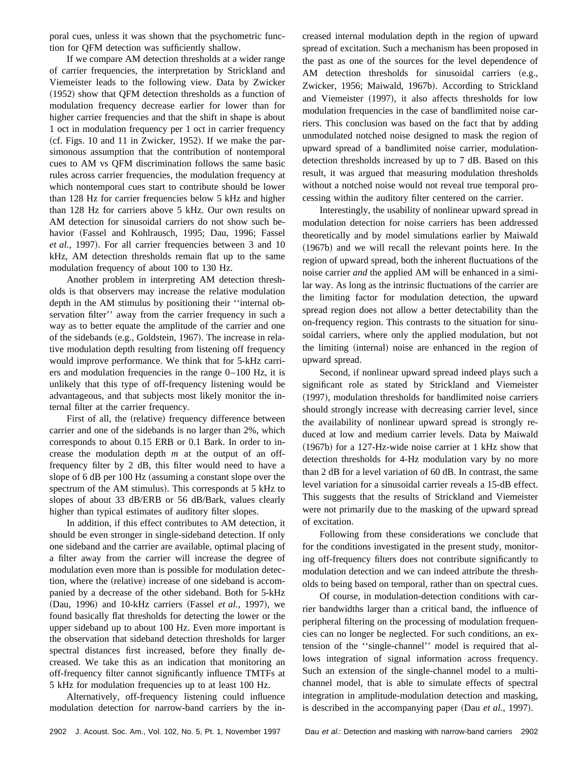poral cues, unless it was shown that the psychometric function for QFM detection was sufficiently shallow.

If we compare AM detection thresholds at a wider range of carrier frequencies, the interpretation by Strickland and Viemeister leads to the following view. Data by Zwicker (1952) show that QFM detection thresholds as a function of modulation frequency decrease earlier for lower than for higher carrier frequencies and that the shift in shape is about 1 oct in modulation frequency per 1 oct in carrier frequency (cf. Figs. 10 and 11 in Zwicker, 1952). If we make the parsimonous assumption that the contribution of nontemporal cues to AM vs QFM discrimination follows the same basic rules across carrier frequencies, the modulation frequency at which nontemporal cues start to contribute should be lower than 128 Hz for carrier frequencies below 5 kHz and higher than 128 Hz for carriers above 5 kHz. Our own results on AM detection for sinusoidal carriers do not show such behavior (Fassel and Kohlrausch, 1995; Dau, 1996; Fassel *et al.*, 1997). For all carrier frequencies between 3 and 10 kHz, AM detection thresholds remain flat up to the same modulation frequency of about 100 to 130 Hz.

Another problem in interpreting AM detection thresholds is that observers may increase the relative modulation depth in the AM stimulus by positioning their ''internal observation filter'' away from the carrier frequency in such a way as to better equate the amplitude of the carrier and one of the sidebands (e.g., Goldstein, 1967). The increase in relative modulation depth resulting from listening off frequency would improve performance. We think that for 5-kHz carriers and modulation frequencies in the range 0–100 Hz, it is unlikely that this type of off-frequency listening would be advantageous, and that subjects most likely monitor the internal filter at the carrier frequency.

First of all, the (relative) frequency difference between carrier and one of the sidebands is no larger than 2%, which corresponds to about 0.15 ERB or 0.1 Bark. In order to increase the modulation depth $m$ at the output of an off-frequency filter by 2 dB, this filter would need to have a slope of 6 dB per 100 Hz (assuming a constant slope over the spectrum of the AM stimulus). This corresponds at 5 kHz to slopes of about 33 dB/ERB or 56 dB/Bark, values clearly higher than typical estimates of auditory filter slopes.

In addition, if this effect contributes to AM detection, it should be even stronger in single-sideband detection. If only one sideband and the carrier are available, optimal placing of a filter away from the carrier will increase the degree of modulation even more than is possible for modulation detection, where the (relative) increase of one sideband is accompanied by a decrease of the other sideband. Both for 5-kHz (Dau, 1996) and 10-kHz carriers (Fassel *et al.*, 1997), we found basically flat thresholds for detecting the lower or the upper sideband up to about 100 Hz. Even more important is the observation that sideband detection thresholds for larger spectral distances first increased, before they finally decreased. We take this as an indication that monitoring an off-frequency filter cannot significantly influence TMTFs at 5 kHz for modulation frequencies up to at least 100 Hz.

Alternatively, off-frequency listening could influence modulation detection for narrow-band carriers by the increased internal modulation depth in the region of upward spread of excitation. Such a mechanism has been proposed in the past as one of the sources for the level dependence of AM detection thresholds for sinusoidal carriers (e.g., Zwicker, 1956; Maiwald, 1967b). According to Strickland and Viemeister (1997), it also affects thresholds for low modulation frequencies in the case of bandlimited noise carriers. This conclusion was based on the fact that by adding unmodulated notched noise designed to mask the region of upward spread of a bandlimited noise carrier, modulation-detection thresholds increased by up to 7 dB. Based on this result, it was argued that measuring modulation thresholds without a notched noise would not reveal true temporal processing within the auditory filter centered on the carrier.

Interestingly, the usability of nonlinear upward spread in modulation detection for noise carriers has been addressed theoretically and by model simulations earlier by Maiwald (1967b) and we will recall the relevant points here. In the region of upward spread, both the inherent fluctuations of the noise carrier *and* the applied AM will be enhanced in a similar way. As long as the intrinsic fluctuations of the carrier are the limiting factor for modulation detection, the upward spread region does not allow a better detectability than the on-frequency region. This contrasts to the situation for sinusoidal carriers, where only the applied modulation, but not the limiting (internal) noise are enhanced in the region of upward spread.

Second, if nonlinear upward spread indeed plays such a significant role as stated by Strickland and Viemeister (1997), modulation thresholds for bandlimited noise carriers should strongly increase with decreasing carrier level, since the availability of nonlinear upward spread is strongly reduced at low and medium carrier levels. Data by Maiwald (1967b) for a 127-Hz-wide noise carrier at 1 kHz show that detection thresholds for 4-Hz modulation vary by no more than 2 dB for a level variation of 60 dB. In contrast, the same level variation for a sinusoidal carrier reveals a 15-dB effect. This suggests that the results of Strickland and Viemeister were not primarily due to the masking of the upward spread of excitation.

Following from these considerations we conclude that for the conditions investigated in the present study, monitoring off-frequency filters does not contribute significantly to modulation detection and we can indeed attribute the thresholds to being based on temporal, rather than on spectral cues.

Of course, in modulation-detection conditions with carrier bandwidths larger than a critical band, the influence of peripheral filtering on the processing of modulation frequencies can no longer be neglected. For such conditions, an extension of the ''single-channel'' model is required that allows integration of signal information across frequency. Such an extension of the single-channel model to a multi-channel model, that is able to simulate effects of spectral integration in amplitude-modulation detection and masking, is described in the accompanying paper (Dau *et al.*, 1997).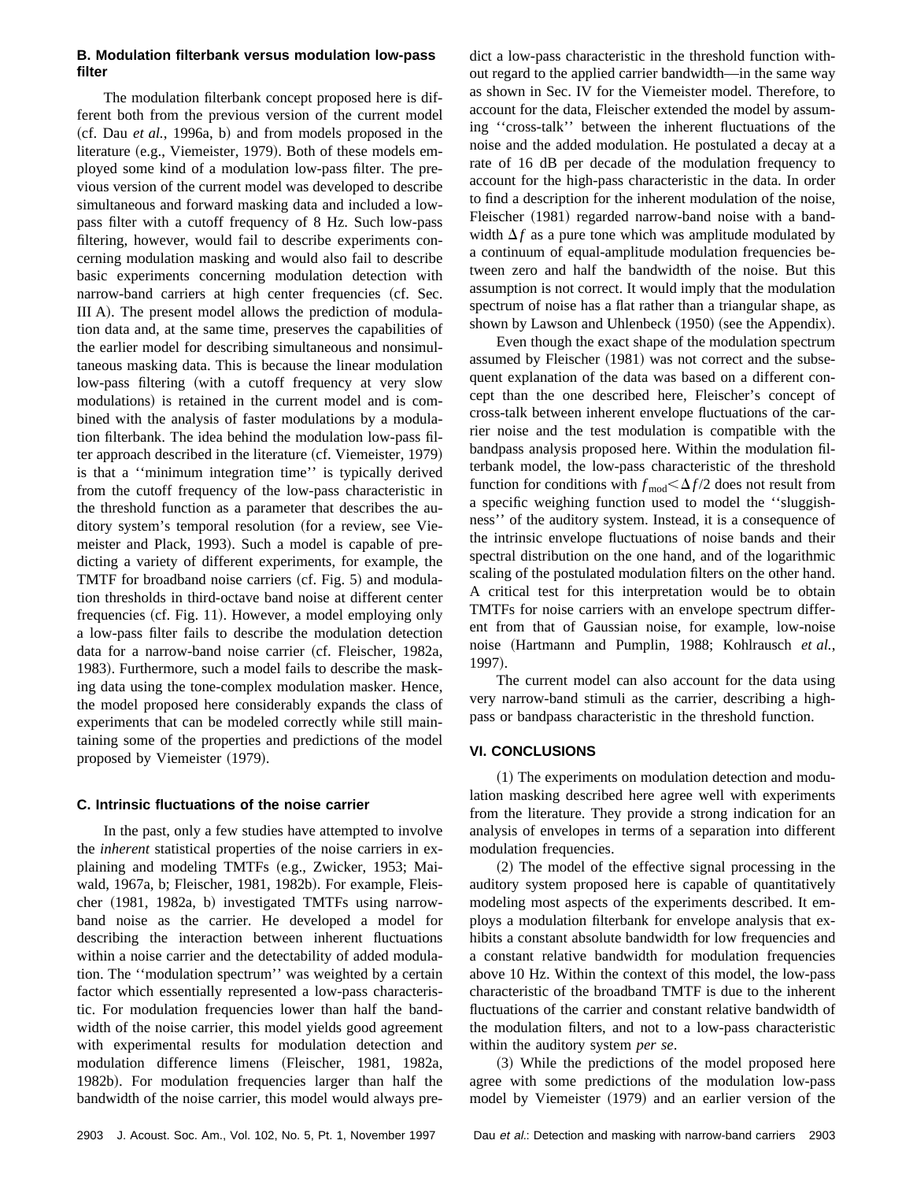### B. Modulation filterbank versus modulation low-pass filter

The modulation filterbank concept proposed here is different both from the previous version of the current model (cf. Dau *et al.*, 1996a, b) and from models proposed in the literature (e.g., Viemeister, 1979). Both of these models employed some kind of a modulation low-pass filter. The previous version of the current model was developed to describe simultaneous and forward masking data and included a low-pass filter with a cutoff frequency of 8 Hz. Such low-pass filtering, however, would fail to describe experiments concerning modulation masking and would also fail to describe basic experiments concerning modulation detection with narrow-band carriers at high center frequencies (cf. Sec. III A). The present model allows the prediction of modulation data and, at the same time, preserves the capabilities of the earlier model for describing simultaneous and nonsimultaneous masking data. This is because the linear modulation low-pass filtering (with a cutoff frequency at very slow modulations) is retained in the current model and is combined with the analysis of faster modulations by a modulation filterbank. The idea behind the modulation low-pass filter approach described in the literature (cf. Viemeister, 1979) is that a ''minimum integration time'' is typically derived from the cutoff frequency of the low-pass characteristic in the threshold function as a parameter that describes the auditory system's temporal resolution (for a review, see Viemeister and Plack, 1993). Such a model is capable of predicting a variety of different experiments, for example, the TMTF for broadband noise carriers (cf. Fig. 5) and modulation thresholds in third-octave band noise at different center frequencies (cf. Fig. 11). However, a model employing only a low-pass filter fails to describe the modulation detection data for a narrow-band noise carrier (cf. Fleischer, 1982a, 1983). Furthermore, such a model fails to describe the masking data using the tone-complex modulation masker. Hence, the model proposed here considerably expands the class of experiments that can be modeled correctly while still maintaining some of the properties and predictions of the model proposed by Viemeister (1979).

### C. Intrinsic fluctuations of the noise carrier

In the past, only a few studies have attempted to involve the *inherent* statistical properties of the noise carriers in explaining and modeling TMTFs (e.g., Zwicker, 1953; Maiwald, 1967a, b; Fleischer, 1981, 1982b). For example, Fleischer (1981, 1982a, b) investigated TMTFs using narrow-band noise as the carrier. He developed a model for describing the interaction between inherent fluctuations within a noise carrier and the detectability of added modulation. The ''modulation spectrum'' was weighted by a certain factor which essentially represented a low-pass characteristic. For modulation frequencies lower than half the bandwidth of the noise carrier, this model yields good agreement with experimental results for modulation detection and modulation difference limens (Fleischer, 1981, 1982a, 1982b). For modulation frequencies larger than half the bandwidth of the noise carrier, this model would always predict a low-pass characteristic in the threshold function without regard to the applied carrier bandwidth—in the same way as shown in Sec. IV for the Viemeister model. Therefore, to account for the data, Fleischer extended the model by assuming ''cross-talk'' between the inherent fluctuations of the noise and the added modulation. He postulated a decay at a rate of 16 dB per decade of the modulation frequency to account for the high-pass characteristic in the data. In order to find a description for the inherent modulation of the noise, Fleischer (1981) regarded narrow-band noise with a bandwidth $\Delta f$ as a pure tone which was amplitude modulated by a continuum of equal-amplitude modulation frequencies between zero and half the bandwidth of the noise. But this assumption is not correct. It would imply that the modulation spectrum of noise has a flat rather than a triangular shape, as shown by Lawson and Uhlenbeck (1950) (see the Appendix).

Even though the exact shape of the modulation spectrum assumed by Fleischer (1981) was not correct and the subsequent explanation of the data was based on a different concept than the one described here, Fleischer's concept of cross-talk between inherent envelope fluctuations of the carrier noise and the test modulation is compatible with the bandpass analysis proposed here. Within the modulation filterbank model, the low-pass characteristic of the threshold function for conditions with $f_{\rm mod} < \Delta f/2$ does not result from a specific weighing function used to model the ''sluggishness'' of the auditory system. Instead, it is a consequence of the intrinsic envelope fluctuations of noise bands and their spectral distribution on the one hand, and of the logarithmic scaling of the postulated modulation filters on the other hand. A critical test for this interpretation would be to obtain TMTFs for noise carriers with an envelope spectrum different from that of Gaussian noise, for example, low-noise noise (Hartmann and Pumplin, 1988; Kohlrausch *et al.*, 1997).

The current model can also account for the data using very narrow-band stimuli as the carrier, describing a high-pass or bandpass characteristic in the threshold function.

## VI. CONCLUSIONS

(1) The experiments on modulation detection and modulation masking described here agree well with experiments from the literature. They provide a strong indication for an analysis of envelopes in terms of a separation into different modulation frequencies.

(2) The model of the effective signal processing in the auditory system proposed here is capable of quantitatively modeling most aspects of the experiments described. It employs a modulation filterbank for envelope analysis that exhibits a constant absolute bandwidth for low frequencies and a constant relative bandwidth for modulation frequencies above 10 Hz. Within the context of this model, the low-pass characteristic of the broadband TMTF is due to the inherent fluctuations of the carrier and constant relative bandwidth of the modulation filters, and not to a low-pass characteristic within the auditory system *per se*.

(3) While the predictions of the model proposed here agree with some predictions of the modulation low-pass model by Viemeister (1979) and an earlier version of the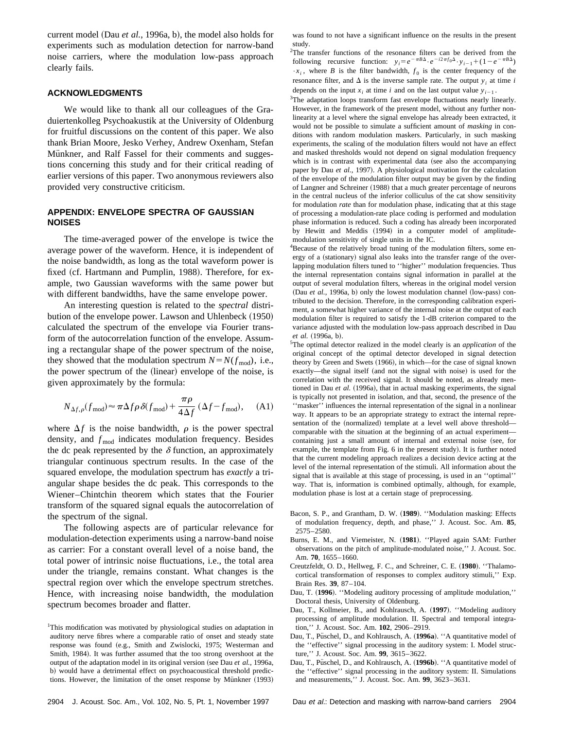current model (Dau *et al.*, 1996a, b), the model also holds for experiments such as modulation detection for narrow-band noise carriers, where the modulation low-pass approach clearly fails.

## ACKNOWLEDGMENTS

We would like to thank all our colleagues of the Graduiertenkolleg Psychoakustik at the University of Oldenburg for fruitful discussions on the content of this paper. We also thank Brian Moore, Jesko Verhey, Andrew Oxenham, Stefan Münkner, and Ralf Fassel for their comments and suggestions concerning this study and for their critical reading of earlier versions of this paper. Two anonymous reviewers also provided very constructive criticism.

## APPENDIX: ENVELOPE SPECTRA OF GAUSSIAN NOISES

The time-averaged power of the envelope is twice the average power of the waveform. Hence, it is independent of the noise bandwidth, as long as the total waveform power is fixed (cf. Hartmann and Pumplin, 1988). Therefore, for example, two Gaussian waveforms with the same power but with different bandwidths, have the same envelope power.

An interesting question is related to the *spectral* distribution of the envelope power. Lawson and Uhlenbeck (1950) calculated the spectrum of the envelope via Fourier transform of the autocorrelation function of the envelope. Assuming a rectangular shape of the power spectrum of the noise, they showed that the modulation spectrum $N=N(f_{\mathrm{mod}})$, i.e., the power spectrum of the (linear) envelope of the noise, is given approximately by the formula:

$$N_{\Delta f,\rho}(f_{\mathrm{mod}}) \approx \pi \Delta f \rho \, \delta(f_{\mathrm{mod}}) + \frac{\pi \rho}{4 \Delta f} \, (\Delta f - f_{\mathrm{mod}}), \quad \text{(A1)}$$

where $\Delta f$ is the noise bandwidth, $\rho$ is the power spectral density, and $f_{\mathrm{mod}}$ indicates modulation frequency. Besides the dc peak represented by the $\delta$ function, an approximately triangular continuous spectrum results. In the case of the squared envelope, the modulation spectrum has *exactly* a triangular shape besides the dc peak. This corresponds to the Wiener–Chintchin theorem which states that the Fourier transform of the squared signal equals the autocorrelation of the spectrum of the signal.

The following aspects are of particular relevance for modulation-detection experiments using a narrow-band noise as carrier: For a constant overall level of a noise band, the total power of intrinsic noise fluctuations, i.e., the total area under the triangle, remains constant. What changes is the spectral region over which the envelope spectrum stretches. Hence, with increasing noise bandwidth, the modulation spectrum becomes broader and flatter.

[1]This modification was motivated by physiological studies on adaptation in auditory nerve fibres where a comparable ratio of onset and steady state response was found (e.g., Smith and Zwislocki, 1975; Westerman and Smith, 1984). It was further assumed that the too strong overshoot at the output of the adaptation model in its original version (see Dau *et al.*, 1996a, b) would have a detrimental effect on psychoacoustical threshold predictions. However, the limitation of the onset response by Münkner (1993) was found to not have a significant influence on the results in the present study.

[2]The transfer functions of the resonance filters can be derived from the following recursive function: $y_i = e^{-\pi B \Delta} \cdot e^{-i 2\pi f_0 \Delta} \cdot y_{i-1} + (1 - e^{-\pi B \Delta}) \cdot x_i$, where $B$ is the filter bandwidth, $f_0$ is the center frequency of the resonance filter, and $\Delta$ is the inverse sample rate. The output $y_i$ at time $i$ depends on the input $x_i$ at time $i$ and on the last output value $y_{i-1}$.

[3]The adaptation loops transform fast envelope fluctuations nearly linearly. However, in the framework of the present model, without any further nonlinearity at a level where the signal envelope has already been extracted, it would not be possible to simulate a sufficient amount of *masking* in conditions with random modulation maskers. Particularly, in such masking experiments, the scaling of the modulation filters would not have an effect and masked thresholds would not depend on signal modulation frequency which is in contrast with experimental data (see also the accompanying paper by Dau *et al.*, 1997). A physiological motivation for the calculation of the envelope of the modulation filter output may be given by the finding of Langner and Schreiner (1988) that a much greater percentage of neurons in the central nucleus of the inferior colliculus of the cat show sensitivity for modulation *rate* than for modulation phase, indicating that at this stage of processing a modulation-rate place coding is performed and modulation phase information is reduced. Such a coding has already been incorporated by Hewitt and Meddis (1994) in a computer model of amplitude-modulation sensitivity of single units in the IC.

[4]Because of the relatively broad tuning of the modulation filters, some energy of a (stationary) signal also leaks into the transfer range of the overlapping modulation filters tuned to ''higher'' modulation frequencies. Thus the internal representation contains signal information in parallel at the output of several modulation filters, whereas in the original model version (Dau *et al.*, 1996a, b) only the lowest modulation channel (low-pass) contributed to the decision. Therefore, in the corresponding calibration experiment, a somewhat higher variance of the internal noise at the output of each modulation filter is required to satisfy the 1-dB criterion compared to the variance adjusted with the modulation low-pass approach described in Dau *et al.* (1996a, b).

[5]The optimal detector realized in the model clearly is an *application* of the original concept of the optimal detector developed in signal detection theory by Green and Swets (1966), in which—for the case of signal known exactly—the signal itself (and not the signal with noise) is used for the correlation with the received signal. It should be noted, as already mentioned in Dau *et al.* (1996a), that in actual masking experiments, the signal is typically not presented in isolation, and that, second, the presence of the ''masker'' influences the internal representation of the signal in a nonlinear way. It appears to be an appropriate strategy to extract the internal representation of the (normalized) template at a level well above threshold—comparable with the situation at the beginning of an actual experiment—containing just a small amount of internal and external noise (see, for example, the template from Fig. 6 in the present study). It is further noted that the current modeling approach realizes a decision device acting at the level of the internal representation of the stimuli. All information about the signal that is available at this stage of processing, is used in an ''optimal'' way. That is, information is combined optimally, although, for example, modulation phase is lost at a certain stage of preprocessing.

Bacon, S. P., and Grantham, D. W. (**1989**). ''Modulation masking: Effects of modulation frequency, depth, and phase,'' J. Acoust. Soc. Am. **85**, 2575–2580.

Burns, E. M., and Viemeister, N. (**1981**). ''Played again SAM: Further observations on the pitch of amplitude-modulated noise,'' J. Acoust. Soc. Am. **70**, 1655–1660.

Creutzfeldt, O. D., Hellweg, F. C., and Schreiner, C. E. (**1980**). ''Thalamocortical transformation of responses to complex auditory stimuli,'' Exp. Brain Res. **39**, 87–104.

Dau, T. (**1996**). ''Modeling auditory processing of amplitude modulation,'' Doctoral thesis, University of Oldenburg.

Dau, T., Kollmeier, B., and Kohlrausch, A. (**1997**). ''Modeling auditory processing of amplitude modulation. II. Spectral and temporal integration,'' J. Acoust. Soc. Am. **102**, 2906–2919.

Dau, T., Püschel, D., and Kohlrausch, A. (**1996a**). ''A quantitative model of the ''effective'' signal processing in the auditory system: I. Model structure,'' J. Acoust. Soc. Am. **99**, 3615–3622.

Dau, T., Püschel, D., and Kohlrausch, A. (**1996b**). ''A quantitative model of the ''effective'' signal processing in the auditory system: II. Simulations and measurements,'' J. Acoust. Soc. Am. **99**, 3623–3631.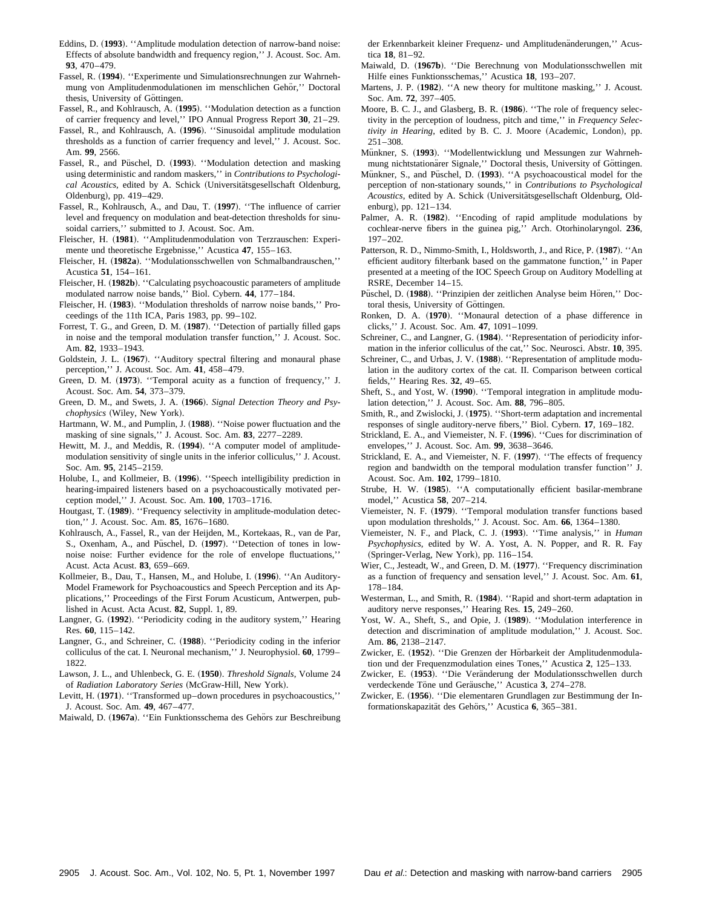Eddins, D. (**1993**). ''Amplitude modulation detection of narrow-band noise: Effects of absolute bandwidth and frequency region,'' J. Acoust. Soc. Am. **93**, 470–479.

Fassel, R. (**1994**). ''Experimente und Simulationsrechnungen zur Wahrnehmung von Amplitudenmodulationen im menschlichen Gehör,'' Doctoral thesis, University of Göttingen.

Fassel, R., and Kohlrausch, A. (**1995**). ''Modulation detection as a function of carrier frequency and level,'' IPO Annual Progress Report **30**, 21–29.

Fassel, R., and Kohlrausch, A. (**1996**). ''Sinusoidal amplitude modulation thresholds as a function of carrier frequency and level,'' J. Acoust. Soc. Am. **99**, 2566.

Fassel, R., and Püschel, D. (**1993**). ''Modulation detection and masking using deterministic and random maskers,'' in *Contributions to Psychological Acoustics*, edited by A. Schick (Universitätsgesellschaft Oldenburg, Oldenburg), pp. 419–429.

Fassel, R., Kohlrausch, A., and Dau, T. (**1997**). ''The influence of carrier level and frequency on modulation and beat-detection thresholds for sinusoidal carriers,'' submitted to J. Acoust. Soc. Am.

Fleischer, H. (**1981**). ''Amplitudenmodulation von Terzrauschen: Experimente und theoretische Ergebnisse,'' Acustica **47**, 155–163.

Fleischer, H. (**1982a**). ''Modulationsschwellen von Schmalbandrauschen,'' Acustica **51**, 154–161.

Fleischer, H. (**1982b**). ''Calculating psychoacoustic parameters of amplitude modulated narrow noise bands,'' Biol. Cybern. **44**, 177–184.

Fleischer, H. (**1983**). ''Modulation thresholds of narrow noise bands,'' Proceedings of the 11th ICA, Paris 1983, pp. 99–102.

Forrest, T. G., and Green, D. M. (**1987**). ''Detection of partially filled gaps in noise and the temporal modulation transfer function,'' J. Acoust. Soc. Am. **82**, 1933–1943.

Goldstein, J. L. (**1967**). ''Auditory spectral filtering and monaural phase perception,'' J. Acoust. Soc. Am. **41**, 458–479.

Green, D. M. (**1973**). ''Temporal acuity as a function of frequency,'' J. Acoust. Soc. Am. **54**, 373–379.

Green, D. M., and Swets, J. A. (**1966**). *Signal Detection Theory and Psychophysics* (Wiley, New York).

Hartmann, W. M., and Pumplin, J. (**1988**). ''Noise power fluctuation and the masking of sine signals,'' J. Acoust. Soc. Am. **83**, 2277–2289.

Hewitt, M. J., and Meddis, R. (**1994**). ''A computer model of amplitude-modulation sensitivity of single units in the inferior colliculus,'' J. Acoust. Soc. Am. **95**, 2145–2159.

Holube, I., and Kollmeier, B. (**1996**). ''Speech intelligibility prediction in hearing-impaired listeners based on a psychoacoustically motivated perception model,'' J. Acoust. Soc. Am. **100**, 1703–1716.

Houtgast, T. (**1989**). ''Frequency selectivity in amplitude-modulation detection,'' J. Acoust. Soc. Am. **85**, 1676–1680.

Kohlrausch, A., Fassel, R., van der Heijden, M., Kortekaas, R., van de Par, S., Oxenham, A., and Püschel, D. (**1997**). ''Detection of tones in low-noise noise: Further evidence for the role of envelope fluctuations,'' Acust. Acta Acust. **83**, 659–669.

Kollmeier, B., Dau, T., Hansen, M., and Holube, I. (**1996**). ''An Auditory-Model Framework for Psychoacoustics and Speech Perception and its Applications,'' Proceedings of the First Forum Acusticum, Antwerpen, published in Acust. Acta Acust. **82**, Suppl. 1, 89.

Langner, G. (**1992**). ''Periodicity coding in the auditory system,'' Hearing Res. **60**, 115–142.

Langner, G., and Schreiner, C. (**1988**). ''Periodicity coding in the inferior colliculus of the cat. I. Neuronal mechanism,'' J. Neurophysiol. **60**, 1799–1822.

Lawson, J. L., and Uhlenbeck, G. E. (**1950**). *Threshold Signals*, Volume 24 of *Radiation Laboratory Series* (McGraw-Hill, New York).

Levitt, H. (**1971**). ''Transformed up–down procedures in psychoacoustics,'' J. Acoust. Soc. Am. **49**, 467–477.

Maiwald, D. (**1967a**). ''Ein Funktionsschema des Gehörs zur Beschreibung der Erkennbarkeit kleiner Frequenz- und Amplitudenänderungen,'' Acustica **18**, 81–92.

Maiwald, D. (**1967b**). ''Die Berechnung von Modulationsschwellen mit Hilfe eines Funktionsschemas,'' Acustica **18**, 193–207.

Martens, J. P. (**1982**). ''A new theory for multitone masking,'' J. Acoust. Soc. Am. **72**, 397–405.

Moore, B. C. J., and Glasberg, B. R. (**1986**). ''The role of frequency selectivity in the perception of loudness, pitch and time,'' in *Frequency Selectivity in Hearing*, edited by B. C. J. Moore (Academic, London), pp. 251–308.

Münkner, S. (**1993**). ''Modellentwicklung und Messungen zur Wahrnehmung nichtstationärer Signale,'' Doctoral thesis, University of Göttingen.

Münkner, S., and Püschel, D. (**1993**). ''A psychoacoustical model for the perception of non-stationary sounds,'' in *Contributions to Psychological Acoustics*, edited by A. Schick (Universitätsgesellschaft Oldenburg, Oldenburg), pp. 121–134.

Palmer, A. R. (**1982**). ''Encoding of rapid amplitude modulations by cochlear-nerve fibers in the guinea pig,'' Arch. Otorhinolaryngol. **236**, 197–202.

Patterson, R. D., Nimmo-Smith, I., Holdsworth, J., and Rice, P. (**1987**). ''An efficient auditory filterbank based on the gammatone function,'' in Paper presented at a meeting of the IOC Speech Group on Auditory Modelling at RSRE, December 14–15.

Püschel, D. (**1988**). ''Prinzipien der zeitlichen Analyse beim Hören,'' Doctoral thesis, University of Göttingen.

Ronken, D. A. (**1970**). ''Monaural detection of a phase difference in clicks,'' J. Acoust. Soc. Am. **47**, 1091–1099.

Schreiner, C., and Langner, G. (**1984**). ''Representation of periodicity information in the inferior colliculus of the cat,'' Soc. Neurosci. Abstr. **10**, 395.

Schreiner, C., and Urbas, J. V. (**1988**). ''Representation of amplitude modulation in the auditory cortex of the cat. II. Comparison between cortical fields,'' Hearing Res. **32**, 49–65.

Sheft, S., and Yost, W. (**1990**). ''Temporal integration in amplitude modulation detection,'' J. Acoust. Soc. Am. **88**, 796–805.

Smith, R., and Zwislocki, J. (**1975**). ''Short-term adaptation and incremental responses of single auditory-nerve fibers,'' Biol. Cybern. **17**, 169–182.

Strickland, E. A., and Viemeister, N. F. (**1996**). ''Cues for discrimination of envelopes,'' J. Acoust. Soc. Am. **99**, 3638–3646.

Strickland, E. A., and Viemeister, N. F. (**1997**). ''The effects of frequency region and bandwidth on the temporal modulation transfer function'' J. Acoust. Soc. Am. **102**, 1799–1810.

Strube, H. W. (**1985**). ''A computationally efficient basilar-membrane model,'' Acustica **58**, 207–214.

Viemeister, N. F. (**1979**). ''Temporal modulation transfer functions based upon modulation thresholds,'' J. Acoust. Soc. Am. **66**, 1364–1380.

Viemeister, N. F., and Plack, C. J. (**1993**). ''Time analysis,'' in *Human Psychophysics*, edited by W. A. Yost, A. N. Popper, and R. R. Fay (Springer-Verlag, New York), pp. 116–154.

Wier, C., Jesteadt, W., and Green, D. M. (**1977**). ''Frequency discrimination as a function of frequency and sensation level,'' J. Acoust. Soc. Am. **61**, 178–184.

Westerman, L., and Smith, R. (**1984**). ''Rapid and short-term adaptation in auditory nerve responses,'' Hearing Res. **15**, 249–260.

Yost, W. A., Sheft, S., and Opie, J. (**1989**). ''Modulation interference in detection and discrimination of amplitude modulation,'' J. Acoust. Soc. Am. **86**, 2138–2147.

Zwicker, E. (**1952**). ''Die Grenzen der Hörbarkeit der Amplitudenmodulation und der Frequenzmodulation eines Tones,'' Acustica **2**, 125–133.

Zwicker, E. (**1953**). ''Die Veränderung der Modulationsschwellen durch verdeckende Töne und Geräusche,'' Acustica **3**, 274–278.

Zwicker, E. (**1956**). ''Die elementaren Grundlagen zur Bestimmung der Informationskapazität des Gehörs,'' Acustica **6**, 365–381.